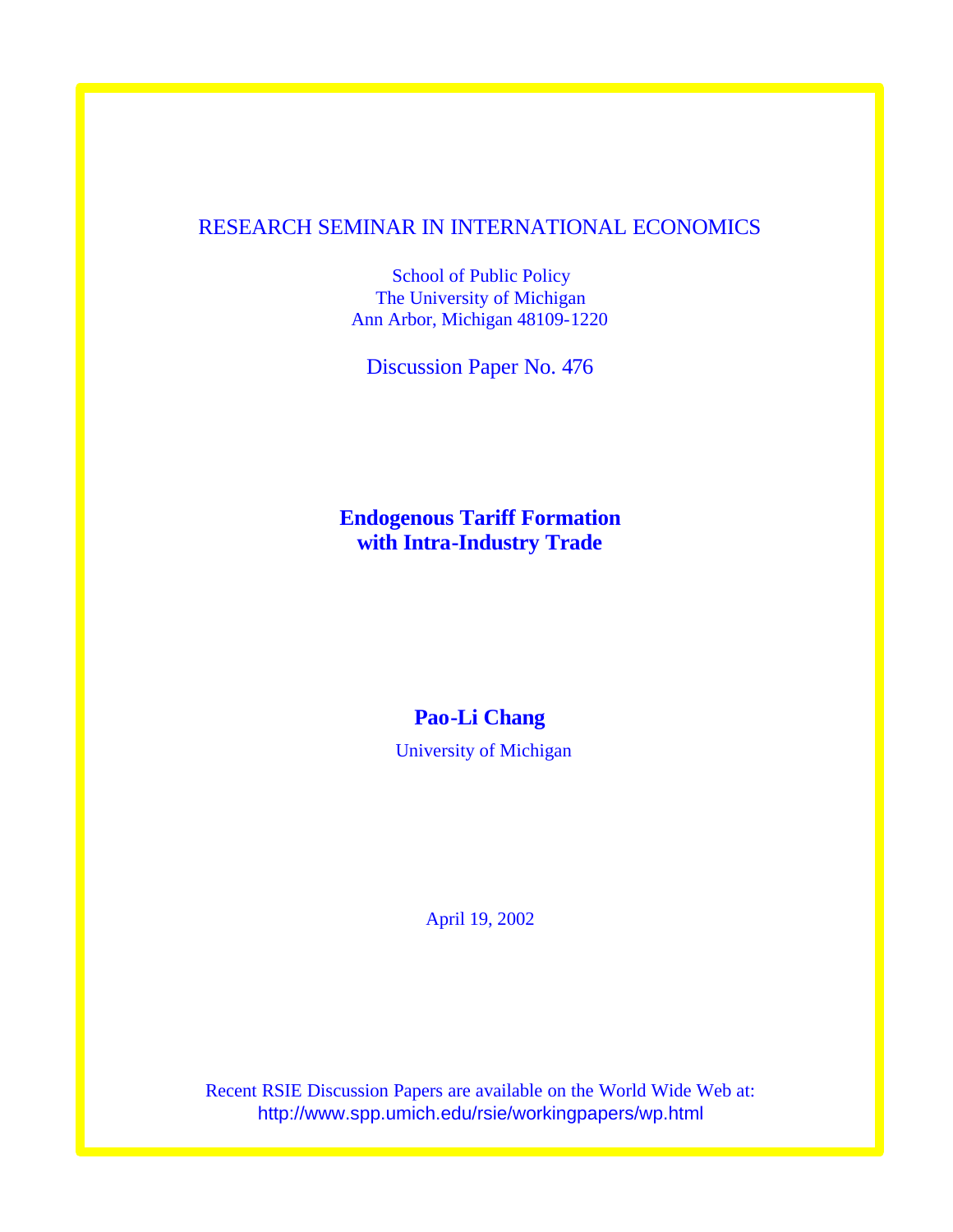RESEARCH SEMINAR IN INTERNATIONAL ECONOMICS

School of Public Policy
The University of Michigan
Ann Arbor, Michigan 48109-1220

Discussion Paper No. 476

# Endogenous Tariff Formation with Intra-Industry Trade

**Pao-Li Chang**

University of Michigan

April 19, 2002

Recent RSIE Discussion Papers are available on the World Wide Web at:
http://www.spp.umich.edu/rsie/workingpapers/wp.html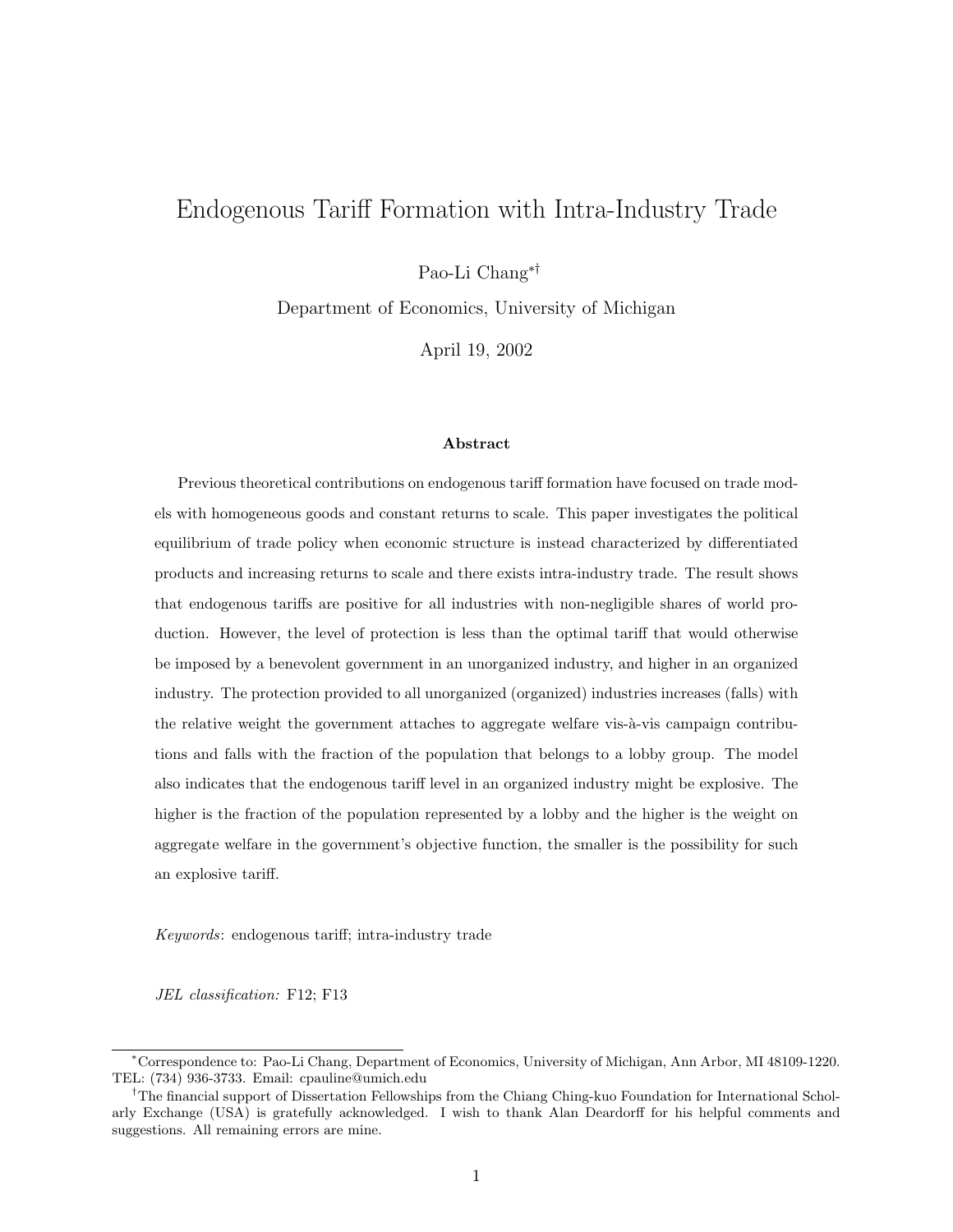# Endogenous Tariff Formation with Intra-Industry Trade

Pao-Li Chang*†

Department of Economics, University of Michigan

April 19, 2002

### Abstract

Previous theoretical contributions on endogenous tariff formation have focused on trade models with homogeneous goods and constant returns to scale. This paper investigates the political equilibrium of trade policy when economic structure is instead characterized by differentiated products and increasing returns to scale and there exists intra-industry trade. The result shows that endogenous tariffs are positive for all industries with non-negligible shares of world production. However, the level of protection is less than the optimal tariff that would otherwise be imposed by a benevolent government in an unorganized industry, and higher in an organized industry. The protection provided to all unorganized (organized) industries increases (falls) with the relative weight the government attaches to aggregate welfare vis-à-vis campaign contributions and falls with the fraction of the population that belongs to a lobby group. The model also indicates that the endogenous tariff level in an organized industry might be explosive. The higher is the fraction of the population represented by a lobby and the higher is the weight on aggregate welfare in the government's objective function, the smaller is the possibility for such an explosive tariff.

*Keywords*: endogenous tariff; intra-industry trade

*JEL classification:* F12; F13

---

*Correspondence to: Pao-Li Chang, Department of Economics, University of Michigan, Ann Arbor, MI 48109-1220. TEL: (734) 936-3733. Email: cpauline@umich.edu

†The financial support of Dissertation Fellowships from the Chiang Ching-kuo Foundation for International Scholarly Exchange (USA) is gratefully acknowledged. I wish to thank Alan Deardorff for his helpful comments and suggestions. All remaining errors are mine.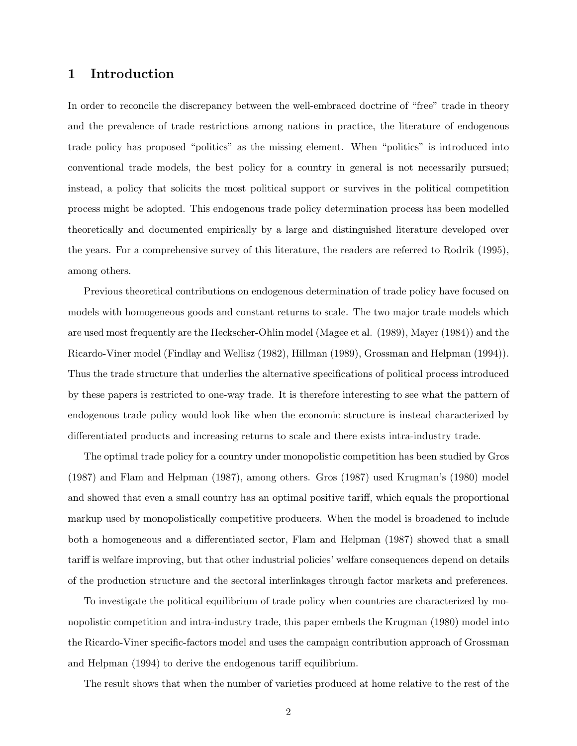# 1 Introduction

In order to reconcile the discrepancy between the well-embraced doctrine of "free" trade in theory and the prevalence of trade restrictions among nations in practice, the literature of endogenous trade policy has proposed "politics" as the missing element. When "politics" is introduced into conventional trade models, the best policy for a country in general is not necessarily pursued; instead, a policy that solicits the most political support or survives in the political competition process might be adopted. This endogenous trade policy determination process has been modelled theoretically and documented empirically by a large and distinguished literature developed over the years. For a comprehensive survey of this literature, the readers are referred to Rodrik (1995), among others.

Previous theoretical contributions on endogenous determination of trade policy have focused on models with homogeneous goods and constant returns to scale. The two major trade models which are used most frequently are the Heckscher-Ohlin model (Magee et al. (1989), Mayer (1984)) and the Ricardo-Viner model (Findlay and Wellisz (1982), Hillman (1989), Grossman and Helpman (1994)). Thus the trade structure that underlies the alternative specifications of political process introduced by these papers is restricted to one-way trade. It is therefore interesting to see what the pattern of endogenous trade policy would look like when the economic structure is instead characterized by differentiated products and increasing returns to scale and there exists intra-industry trade.

The optimal trade policy for a country under monopolistic competition has been studied by Gros (1987) and Flam and Helpman (1987), among others. Gros (1987) used Krugman's (1980) model and showed that even a small country has an optimal positive tariff, which equals the proportional markup used by monopolistically competitive producers. When the model is broadened to include both a homogeneous and a differentiated sector, Flam and Helpman (1987) showed that a small tariff is welfare improving, but that other industrial policies' welfare consequences depend on details of the production structure and the sectoral interlinkages through factor markets and preferences.

To investigate the political equilibrium of trade policy when countries are characterized by monopolistic competition and intra-industry trade, this paper embeds the Krugman (1980) model into the Ricardo-Viner specific-factors model and uses the campaign contribution approach of Grossman and Helpman (1994) to derive the endogenous tariff equilibrium.

The result shows that when the number of varieties produced at home relative to the rest of the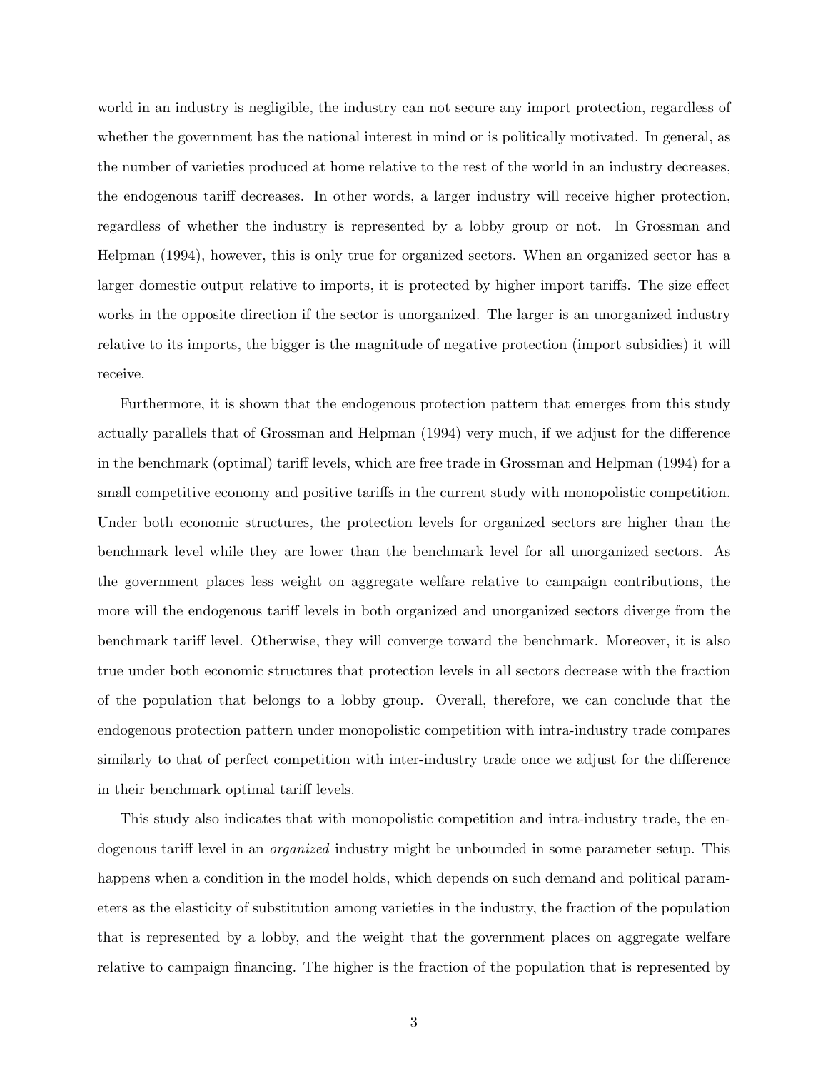world in an industry is negligible, the industry can not secure any import protection, regardless of whether the government has the national interest in mind or is politically motivated. In general, as the number of varieties produced at home relative to the rest of the world in an industry decreases, the endogenous tariff decreases. In other words, a larger industry will receive higher protection, regardless of whether the industry is represented by a lobby group or not. In Grossman and Helpman (1994), however, this is only true for organized sectors. When an organized sector has a larger domestic output relative to imports, it is protected by higher import tariffs. The size effect works in the opposite direction if the sector is unorganized. The larger is an unorganized industry relative to its imports, the bigger is the magnitude of negative protection (import subsidies) it will receive.

Furthermore, it is shown that the endogenous protection pattern that emerges from this study actually parallels that of Grossman and Helpman (1994) very much, if we adjust for the difference in the benchmark (optimal) tariff levels, which are free trade in Grossman and Helpman (1994) for a small competitive economy and positive tariffs in the current study with monopolistic competition. Under both economic structures, the protection levels for organized sectors are higher than the benchmark level while they are lower than the benchmark level for all unorganized sectors. As the government places less weight on aggregate welfare relative to campaign contributions, the more will the endogenous tariff levels in both organized and unorganized sectors diverge from the benchmark tariff level. Otherwise, they will converge toward the benchmark. Moreover, it is also true under both economic structures that protection levels in all sectors decrease with the fraction of the population that belongs to a lobby group. Overall, therefore, we can conclude that the endogenous protection pattern under monopolistic competition with intra-industry trade compares similarly to that of perfect competition with inter-industry trade once we adjust for the difference in their benchmark optimal tariff levels.

This study also indicates that with monopolistic competition and intra-industry trade, the endogenous tariff level in an *organized* industry might be unbounded in some parameter setup. This happens when a condition in the model holds, which depends on such demand and political parameters as the elasticity of substitution among varieties in the industry, the fraction of the population that is represented by a lobby, and the weight that the government places on aggregate welfare relative to campaign financing. The higher is the fraction of the population that is represented by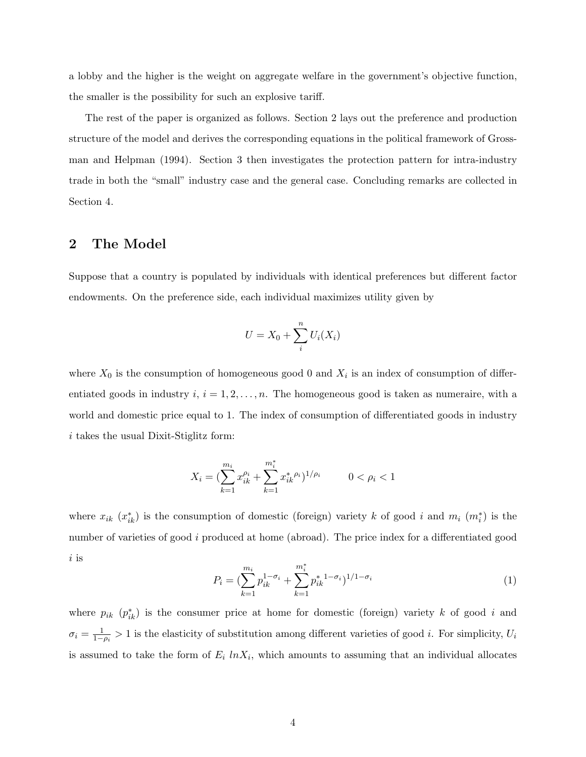a lobby and the higher is the weight on aggregate welfare in the government's objective function, the smaller is the possibility for such an explosive tariff.

The rest of the paper is organized as follows. Section 2 lays out the preference and production structure of the model and derives the corresponding equations in the political framework of Grossman and Helpman (1994). Section 3 then investigates the protection pattern for intra-industry trade in both the "small" industry case and the general case. Concluding remarks are collected in Section 4.

## 2 The Model

Suppose that a country is populated by individuals with identical preferences but different factor endowments. On the preference side, each individual maximizes utility given by

$$U = X_0 + \sum_{i}^{n} U_i(X_i)$$

where $X_0$ is the consumption of homogeneous good 0 and $X_i$ is an index of consumption of differentiated goods in industry $i$, $i = 1, 2, \ldots, n$. The homogeneous good is taken as numeraire, with a world and domestic price equal to 1. The index of consumption of differentiated goods in industry $i$ takes the usual Dixit-Stiglitz form:

$$X_i = (\sum_{k=1}^{m_i} x_{ik}^{\rho_i} + \sum_{k=1}^{m_i^*} {x_{ik}^*}^{\rho_i})^{1/\rho_i} \qquad 0 < \rho_i < 1$$

where $x_{ik}$ ($x_{ik}^*$) is the consumption of domestic (foreign) variety $k$ of good $i$ and $m_i$ ($m_i^*$) is the number of varieties of good $i$ produced at home (abroad). The price index for a differentiated good $i$ is

$$P_i = (\sum_{k=1}^{m_i} p_{ik}^{1-\sigma_i} + \sum_{k=1}^{m_i^*} {p_{ik}^*}^{1-\sigma_i})^{1/1-\sigma_i} \tag{1}$$

where $p_{ik}$ ($p_{ik}^*$) is the consumer price at home for domestic (foreign) variety $k$ of good $i$ and $\sigma_i = \frac{1}{1-\rho_i} > 1$ is the elasticity of substitution among different varieties of good $i$. For simplicity, $U_i$ is assumed to take the form of $E_i \; lnX_i$, which amounts to assuming that an individual allocates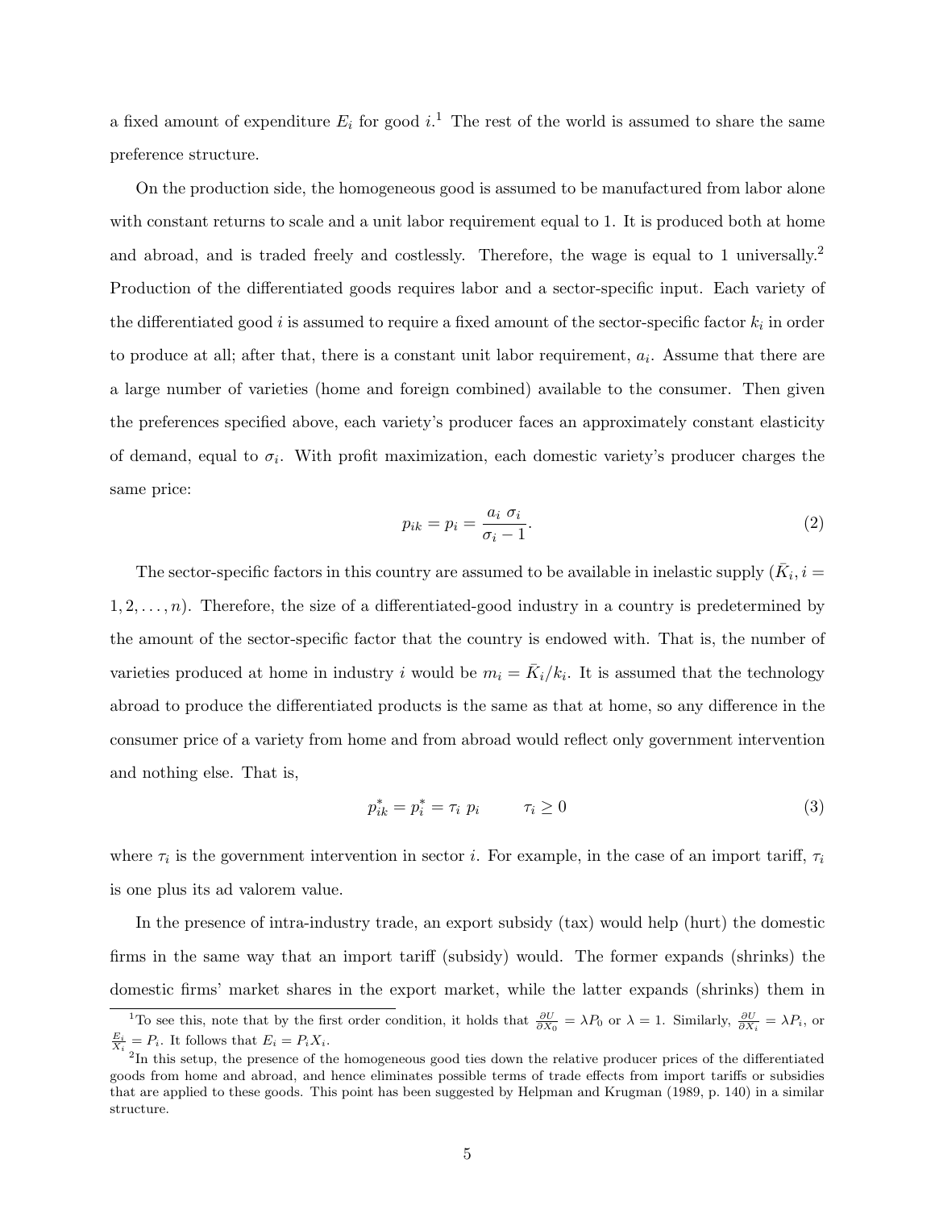a fixed amount of expenditure $E_i$ for good $i$.[1] The rest of the world is assumed to share the same preference structure.

On the production side, the homogeneous good is assumed to be manufactured from labor alone with constant returns to scale and a unit labor requirement equal to 1. It is produced both at home and abroad, and is traded freely and costlessly. Therefore, the wage is equal to 1 universally.[2] Production of the differentiated goods requires labor and a sector-specific input. Each variety of the differentiated good $i$ is assumed to require a fixed amount of the sector-specific factor $k_i$ in order to produce at all; after that, there is a constant unit labor requirement, $a_i$. Assume that there are a large number of varieties (home and foreign combined) available to the consumer. Then given the preferences specified above, each variety's producer faces an approximately constant elasticity of demand, equal to $\sigma_i$. With profit maximization, each domestic variety's producer charges the same price:

$$p_{ik} = p_i = \frac{a_i \ \sigma_i}{\sigma_i - 1}. \tag{2}$$

The sector-specific factors in this country are assumed to be available in inelastic supply ($\bar{K}_i, i = 1, 2, \ldots, n$). Therefore, the size of a differentiated-good industry in a country is predetermined by the amount of the sector-specific factor that the country is endowed with. That is, the number of varieties produced at home in industry $i$ would be $m_i = \bar{K}_i/k_i$. It is assumed that the technology abroad to produce the differentiated products is the same as that at home, so any difference in the consumer price of a variety from home and from abroad would reflect only government intervention and nothing else. That is,

$$p^*_{ik} = p^*_i = \tau_i \ p_i \qquad \tau_i \geq 0 \tag{3}$$

where $\tau_i$ is the government intervention in sector $i$. For example, in the case of an import tariff, $\tau_i$ is one plus its ad valorem value.

In the presence of intra-industry trade, an export subsidy (tax) would help (hurt) the domestic firms in the same way that an import tariff (subsidy) would. The former expands (shrinks) the domestic firms' market shares in the export market, while the latter expands (shrinks) them in

---

[1] To see this, note that by the first order condition, it holds that $\frac{\partial U}{\partial X_0} = \lambda P_0$ or $\lambda = 1$. Similarly, $\frac{\partial U}{\partial X_i} = \lambda P_i$, or $\frac{E_i}{X_i} = P_i$. It follows that $E_i = P_i X_i$.

[2] In this setup, the presence of the homogeneous good ties down the relative producer prices of the differentiated goods from home and abroad, and hence eliminates possible terms of trade effects from import tariffs or subsidies that are applied to these goods. This point has been suggested by Helpman and Krugman (1989, p. 140) in a similar structure.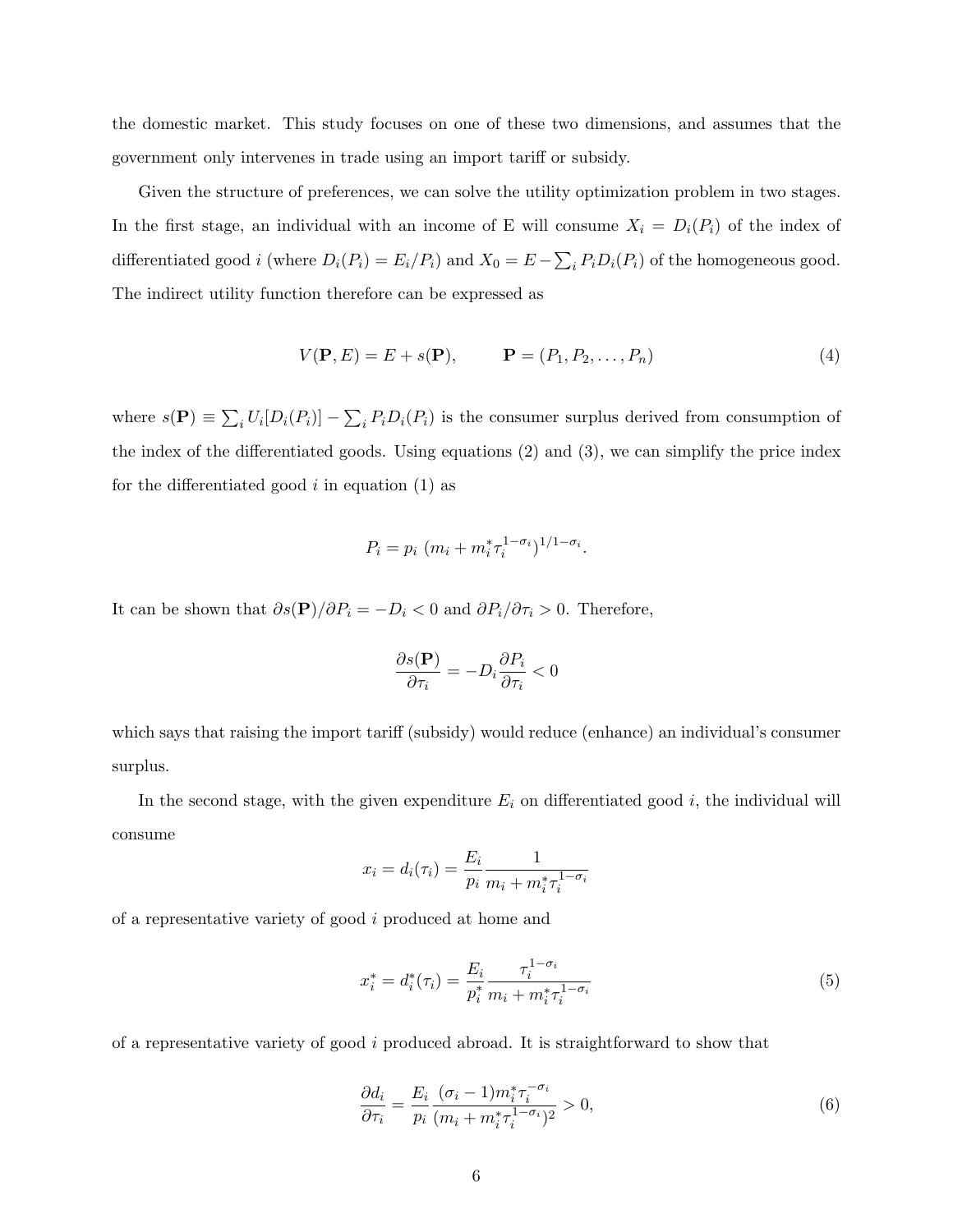the domestic market. This study focuses on one of these two dimensions, and assumes that the government only intervenes in trade using an import tariff or subsidy.

Given the structure of preferences, we can solve the utility optimization problem in two stages. In the first stage, an individual with an income of E will consume $X_i = D_i(P_i)$ of the index of differentiated good $i$ (where $D_i(P_i) = E_i/P_i$) and $X_0 = E - \sum_i P_i D_i(P_i)$ of the homogeneous good. The indirect utility function therefore can be expressed as

$$V(\mathbf{P}, E) = E + s(\mathbf{P}), \qquad \mathbf{P} = (P_1, P_2, \ldots, P_n) \tag{4}$$

where $s(\mathbf{P}) \equiv \sum_i U_i[D_i(P_i)] - \sum_i P_i D_i(P_i)$ is the consumer surplus derived from consumption of the index of the differentiated goods. Using equations (2) and (3), we can simplify the price index for the differentiated good $i$ in equation (1) as

$$P_i = p_i \ (m_i + m_i^* \tau_i^{1-\sigma_i})^{1/1-\sigma_i}.$$

It can be shown that $\partial s(\mathbf{P})/\partial P_i = -D_i < 0$ and $\partial P_i/\partial \tau_i > 0$. Therefore,

$$\frac{\partial s(\mathbf{P})}{\partial \tau_i} = -D_i \frac{\partial P_i}{\partial \tau_i} < 0$$

which says that raising the import tariff (subsidy) would reduce (enhance) an individual's consumer surplus.

In the second stage, with the given expenditure $E_i$ on differentiated good $i$, the individual will consume

$$x_i = d_i(\tau_i) = \frac{E_i}{p_i} \frac{1}{m_i + m_i^* \tau_i^{1-\sigma_i}}$$

of a representative variety of good $i$ produced at home and

$$x_i^* = d_i^*(\tau_i) = \frac{E_i}{p_i^*} \frac{\tau_i^{1-\sigma_i}}{m_i + m_i^* \tau_i^{1-\sigma_i}} \tag{5}$$

of a representative variety of good $i$ produced abroad. It is straightforward to show that

$$\frac{\partial d_i}{\partial \tau_i} = \frac{E_i}{p_i} \frac{(\sigma_i - 1) m_i^* \tau_i^{-\sigma_i}}{(m_i + m_i^* \tau_i^{1-\sigma_i})^2} > 0, \tag{6}$$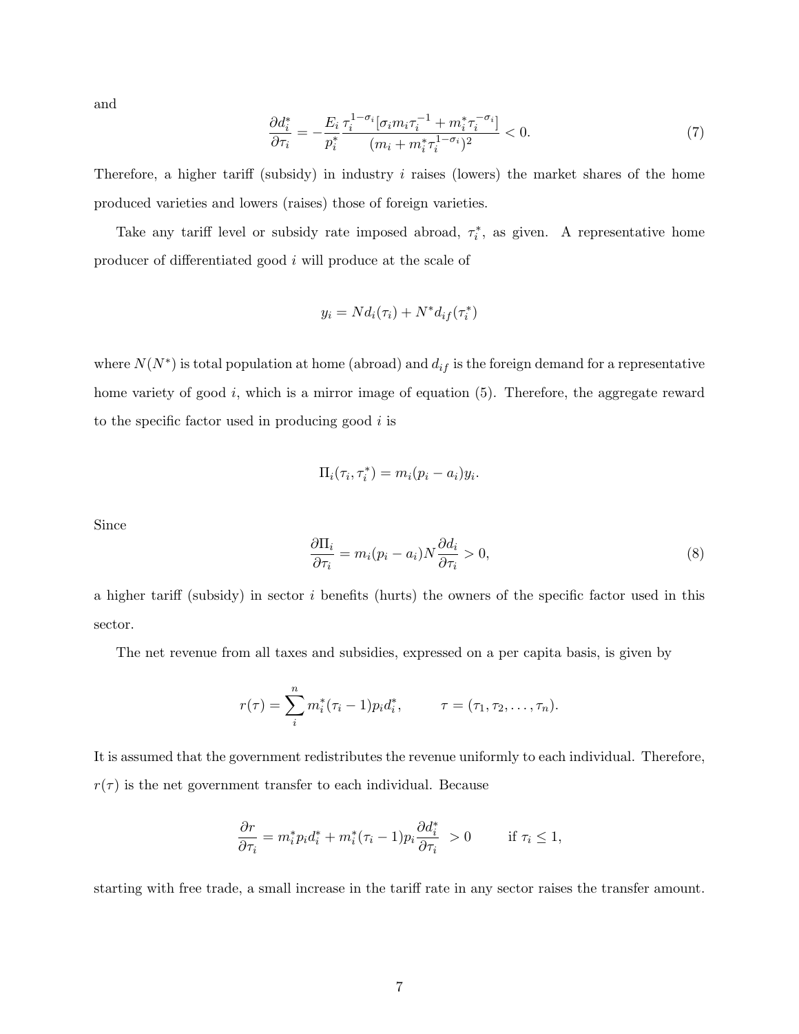and

$$\frac{\partial d_i^*}{\partial \tau_i} = -\frac{E_i}{p_i^*} \frac{\tau_i^{1-\sigma_i}[\sigma_i m_i \tau_i^{-1} + m_i^* \tau_i^{-\sigma_i}]}{(m_i + m_i^* \tau_i^{1-\sigma_i})^2} < 0. \tag{7}$$

Therefore, a higher tariff (subsidy) in industry $i$ raises (lowers) the market shares of the home produced varieties and lowers (raises) those of foreign varieties.

Take any tariff level or subsidy rate imposed abroad, $\tau_i^*$, as given. A representative home producer of differentiated good $i$ will produce at the scale of

$$y_i = N d_i(\tau_i) + N^* d_{if}(\tau_i^*)$$

where $N(N^*)$ is total population at home (abroad) and $d_{if}$ is the foreign demand for a representative home variety of good $i$, which is a mirror image of equation (5). Therefore, the aggregate reward to the specific factor used in producing good $i$ is

$$\Pi_i(\tau_i, \tau_i^*) = m_i(p_i - a_i)y_i.$$

Since

$$\frac{\partial \Pi_i}{\partial \tau_i} = m_i(p_i - a_i)N\frac{\partial d_i}{\partial \tau_i} > 0, \tag{8}$$

a higher tariff (subsidy) in sector $i$ benefits (hurts) the owners of the specific factor used in this sector.

The net revenue from all taxes and subsidies, expressed on a per capita basis, is given by

$$r(\tau) = \sum_i^n m_i^*(\tau_i - 1)p_i d_i^*, \qquad \tau = (\tau_1, \tau_2, \ldots, \tau_n).$$

It is assumed that the government redistributes the revenue uniformly to each individual. Therefore, $r(\tau)$ is the net government transfer to each individual. Because

$$\frac{\partial r}{\partial \tau_i} = m_i^* p_i d_i^* + m_i^*(\tau_i - 1)p_i \frac{\partial d_i^*}{\partial \tau_i} > 0 \qquad \text{if } \tau_i \leq 1,$$

starting with free trade, a small increase in the tariff rate in any sector raises the transfer amount.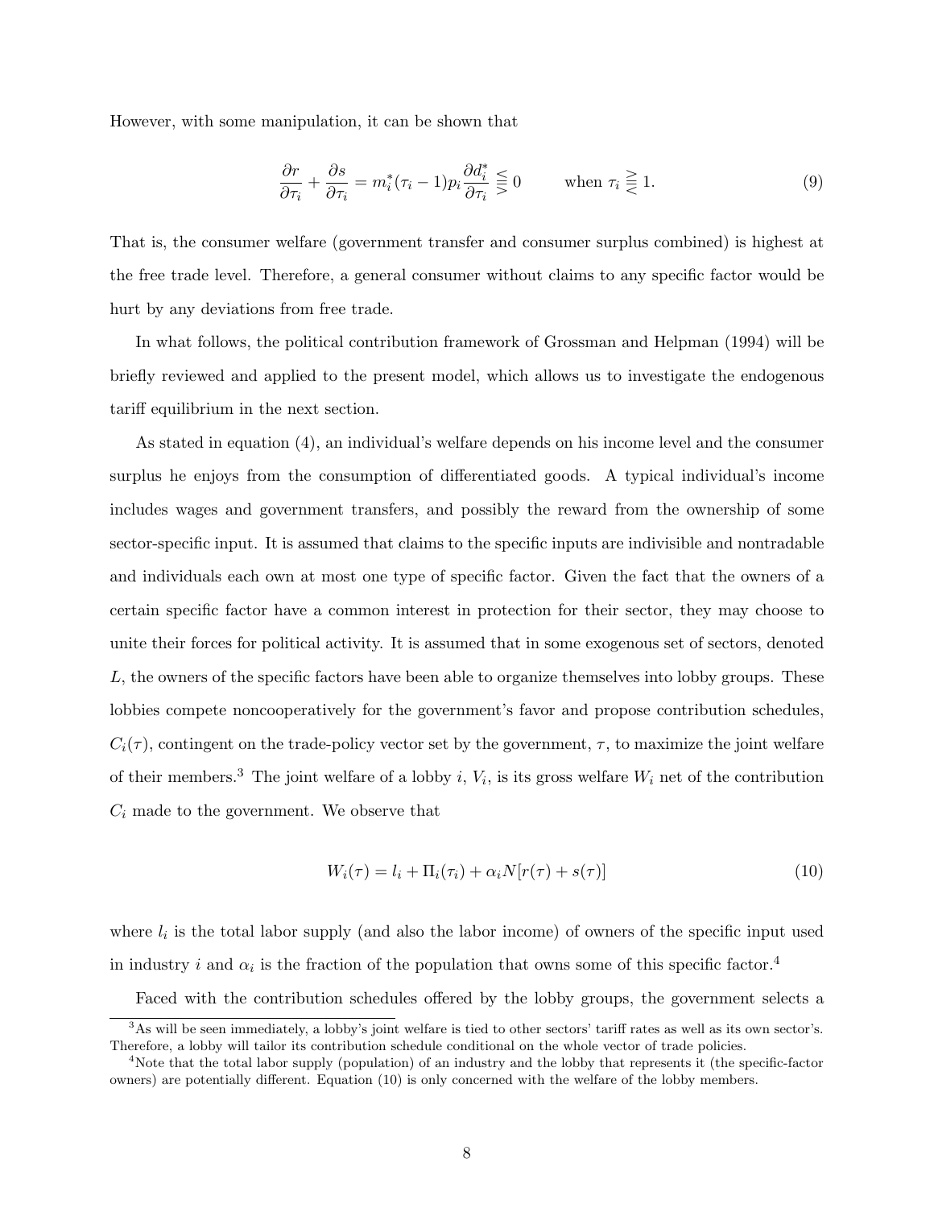However, with some manipulation, it can be shown that

$$\frac{\partial r}{\partial \tau_i} + \frac{\partial s}{\partial \tau_i} = m_i^*(\tau_i - 1)p_i \frac{\partial d_i^*}{\partial \tau_i} \lesseqqgtr 0 \qquad \text{when } \tau_i \gtreqqless 1. \tag{9}$$

That is, the consumer welfare (government transfer and consumer surplus combined) is highest at the free trade level. Therefore, a general consumer without claims to any specific factor would be hurt by any deviations from free trade.

In what follows, the political contribution framework of Grossman and Helpman (1994) will be briefly reviewed and applied to the present model, which allows us to investigate the endogenous tariff equilibrium in the next section.

As stated in equation (4), an individual's welfare depends on his income level and the consumer surplus he enjoys from the consumption of differentiated goods. A typical individual's income includes wages and government transfers, and possibly the reward from the ownership of some sector-specific input. It is assumed that claims to the specific inputs are indivisible and nontradable and individuals each own at most one type of specific factor. Given the fact that the owners of a certain specific factor have a common interest in protection for their sector, they may choose to unite their forces for political activity. It is assumed that in some exogenous set of sectors, denoted $L$, the owners of the specific factors have been able to organize themselves into lobby groups. These lobbies compete noncooperatively for the government's favor and propose contribution schedules, $C_i(\tau)$, contingent on the trade-policy vector set by the government, $\tau$, to maximize the joint welfare of their members.[3] The joint welfare of a lobby $i$, $V_i$, is its gross welfare $W_i$ net of the contribution $C_i$ made to the government. We observe that

$$W_i(\tau) = l_i + \Pi_i(\tau_i) + \alpha_i N[r(\tau) + s(\tau)] \tag{10}$$

where $l_i$ is the total labor supply (and also the labor income) of owners of the specific input used in industry $i$ and $\alpha_i$ is the fraction of the population that owns some of this specific factor.[4]

Faced with the contribution schedules offered by the lobby groups, the government selects a

[3] As will be seen immediately, a lobby's joint welfare is tied to other sectors' tariff rates as well as its own sector's. Therefore, a lobby will tailor its contribution schedule conditional on the whole vector of trade policies.

[4] Note that the total labor supply (population) of an industry and the lobby that represents it (the specific-factor owners) are potentially different. Equation (10) is only concerned with the welfare of the lobby members.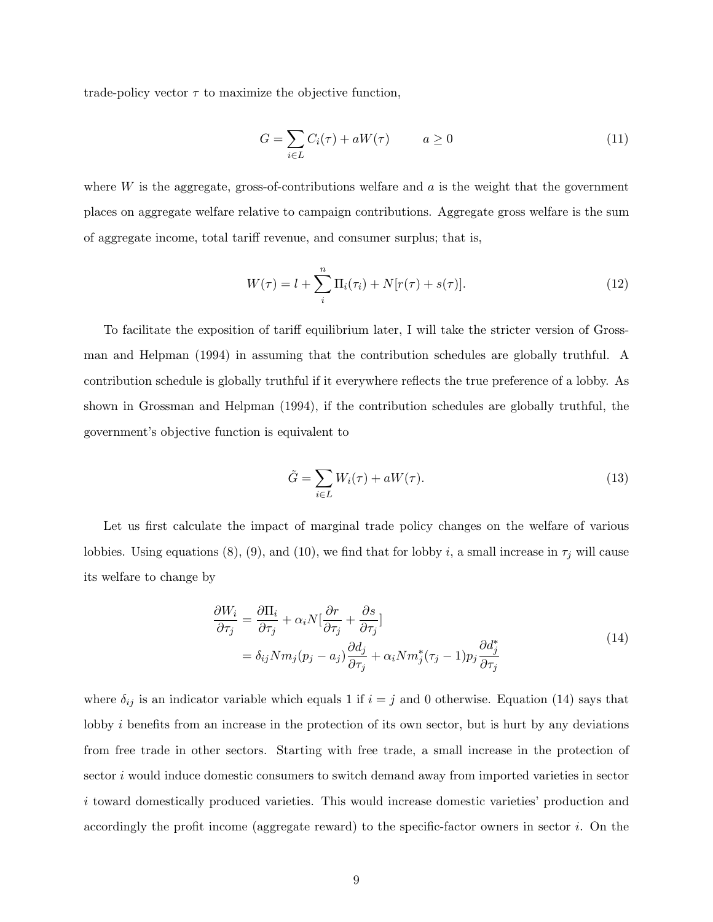trade-policy vector $\tau$ to maximize the objective function,

$$G = \sum_{i \in L} C_i(\tau) + aW(\tau) \qquad a \geq 0 \tag{11}$$

where $W$ is the aggregate, gross-of-contributions welfare and $a$ is the weight that the government places on aggregate welfare relative to campaign contributions. Aggregate gross welfare is the sum of aggregate income, total tariff revenue, and consumer surplus; that is,

$$W(\tau) = l + \sum_{i}^{n} \Pi_i(\tau_i) + N[r(\tau) + s(\tau)]. \tag{12}$$

To facilitate the exposition of tariff equilibrium later, I will take the stricter version of Grossman and Helpman (1994) in assuming that the contribution schedules are globally truthful. A contribution schedule is globally truthful if it everywhere reflects the true preference of a lobby. As shown in Grossman and Helpman (1994), if the contribution schedules are globally truthful, the government's objective function is equivalent to

$$\tilde{G} = \sum_{i \in L} W_i(\tau) + aW(\tau). \tag{13}$$

Let us first calculate the impact of marginal trade policy changes on the welfare of various lobbies. Using equations (8), (9), and (10), we find that for lobby $i$, a small increase in $\tau_j$ will cause its welfare to change by

$$\begin{aligned} \frac{\partial W_i}{\partial \tau_j} &= \frac{\partial \Pi_i}{\partial \tau_j} + \alpha_i N[\frac{\partial r}{\partial \tau_j} + \frac{\partial s}{\partial \tau_j}] \\ &= \delta_{ij} N m_j (p_j - a_j) \frac{\partial d_j}{\partial \tau_j} + \alpha_i N m_j^* (\tau_j - 1) p_j \frac{\partial d_j^*}{\partial \tau_j} \end{aligned} \tag{14}$$

where $\delta_{ij}$ is an indicator variable which equals 1 if $i = j$ and 0 otherwise. Equation (14) says that lobby $i$ benefits from an increase in the protection of its own sector, but is hurt by any deviations from free trade in other sectors. Starting with free trade, a small increase in the protection of sector $i$ would induce domestic consumers to switch demand away from imported varieties in sector $i$ toward domestically produced varieties. This would increase domestic varieties' production and accordingly the profit income (aggregate reward) to the specific-factor owners in sector $i$. On the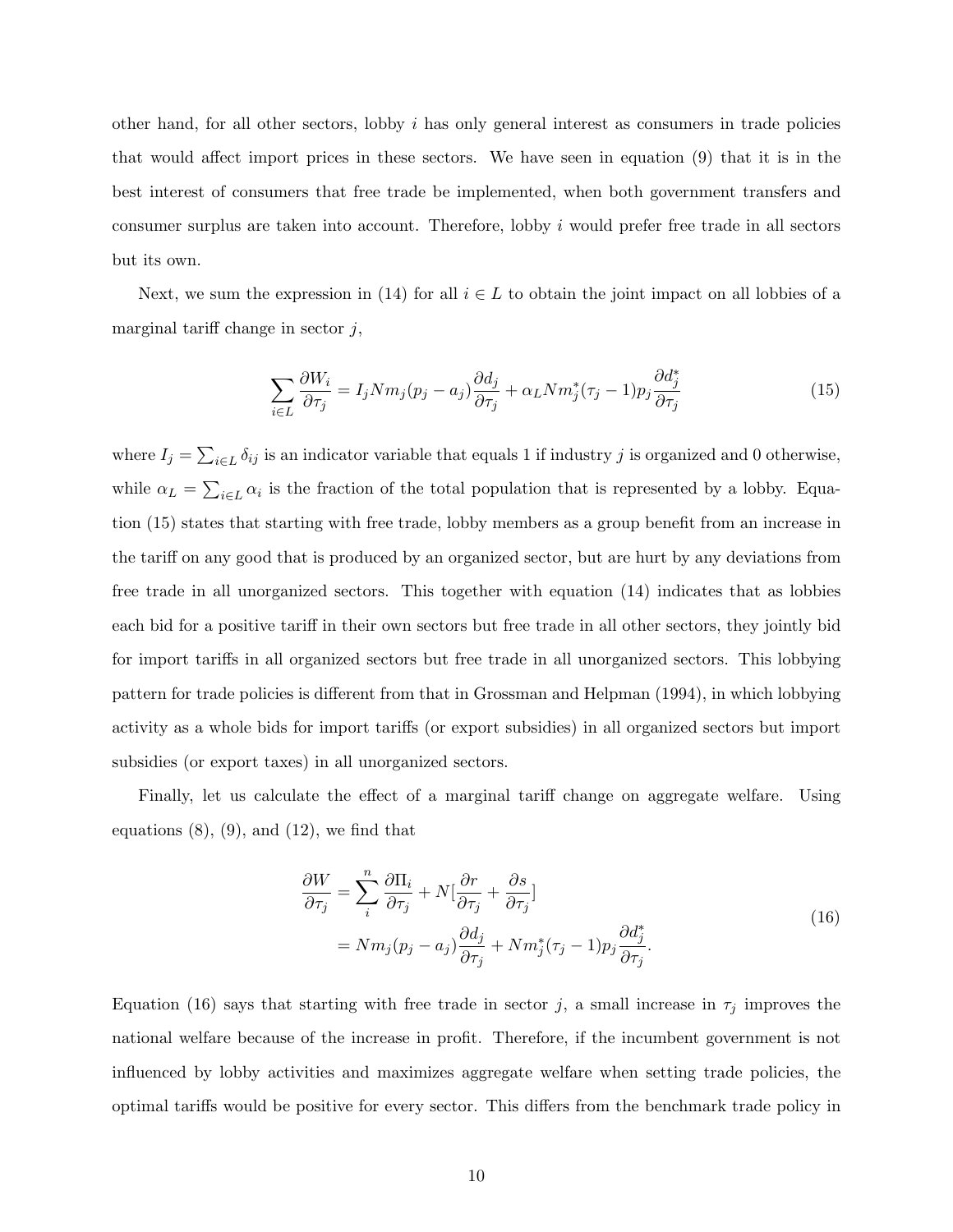other hand, for all other sectors, lobby $i$ has only general interest as consumers in trade policies that would affect import prices in these sectors. We have seen in equation (9) that it is in the best interest of consumers that free trade be implemented, when both government transfers and consumer surplus are taken into account. Therefore, lobby $i$ would prefer free trade in all sectors but its own.

Next, we sum the expression in (14) for all $i \in L$ to obtain the joint impact on all lobbies of a marginal tariff change in sector $j$,

$$\sum_{i \in L} \frac{\partial W_i}{\partial \tau_j} = I_j N m_j (p_j - a_j) \frac{\partial d_j}{\partial \tau_j} + \alpha_L N m_j^* (\tau_j - 1) p_j \frac{\partial d_j^*}{\partial \tau_j} \tag{15}$$

where $I_j = \sum_{i \in L} \delta_{ij}$ is an indicator variable that equals 1 if industry $j$ is organized and 0 otherwise, while $\alpha_L = \sum_{i \in L} \alpha_i$ is the fraction of the total population that is represented by a lobby. Equation (15) states that starting with free trade, lobby members as a group benefit from an increase in the tariff on any good that is produced by an organized sector, but are hurt by any deviations from free trade in all unorganized sectors. This together with equation (14) indicates that as lobbies each bid for a positive tariff in their own sectors but free trade in all other sectors, they jointly bid for import tariffs in all organized sectors but free trade in all unorganized sectors. This lobbying pattern for trade policies is different from that in Grossman and Helpman (1994), in which lobbying activity as a whole bids for import tariffs (or export subsidies) in all organized sectors but import subsidies (or export taxes) in all unorganized sectors.

Finally, let us calculate the effect of a marginal tariff change on aggregate welfare. Using equations (8), (9), and (12), we find that

$$\begin{aligned} \frac{\partial W}{\partial \tau_j} &= \sum_{i}^{n} \frac{\partial \Pi_i}{\partial \tau_j} + N[\frac{\partial r}{\partial \tau_j} + \frac{\partial s}{\partial \tau_j}] \\ &= N m_j (p_j - a_j) \frac{\partial d_j}{\partial \tau_j} + N m_j^* (\tau_j - 1) p_j \frac{\partial d_j^*}{\partial \tau_j}. \end{aligned} \tag{16}$$

Equation (16) says that starting with free trade in sector $j$, a small increase in $\tau_j$ improves the national welfare because of the increase in profit. Therefore, if the incumbent government is not influenced by lobby activities and maximizes aggregate welfare when setting trade policies, the optimal tariffs would be positive for every sector. This differs from the benchmark trade policy in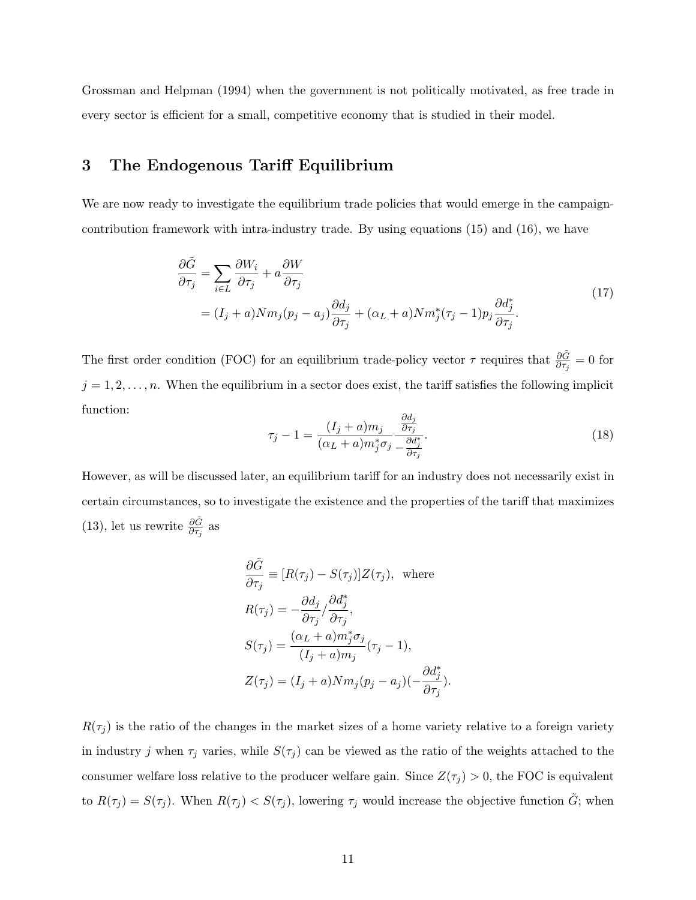Grossman and Helpman (1994) when the government is not politically motivated, as free trade in every sector is efficient for a small, competitive economy that is studied in their model.

## 3 The Endogenous Tariff Equilibrium

We are now ready to investigate the equilibrium trade policies that would emerge in the campaign-contribution framework with intra-industry trade. By using equations (15) and (16), we have

$$
\begin{aligned}
\frac{\partial \tilde{G}}{\partial \tau_j} &= \sum_{i \in L} \frac{\partial W_i}{\partial \tau_j} + a \frac{\partial W}{\partial \tau_j} \\
&= (I_j + a) N m_j (p_j - a_j) \frac{\partial d_j}{\partial \tau_j} + (\alpha_L + a) N m_j^* (\tau_j - 1) p_j \frac{\partial d_j^*}{\partial \tau_j}.
\end{aligned}
\tag{17}
$$

The first order condition (FOC) for an equilibrium trade-policy vector $\tau$ requires that $\frac{\partial \tilde{G}}{\partial \tau_j} = 0$ for $j = 1, 2, \ldots, n$. When the equilibrium in a sector does exist, the tariff satisfies the following implicit function:

$$
\tau_j - 1 = \frac{(I_j + a) m_j}{(\alpha_L + a) m_j^* \sigma_j} \frac{\frac{\partial d_j}{\partial \tau_j}}{-\frac{\partial d_j^*}{\partial \tau_j}}.
\tag{18}
$$

However, as will be discussed later, an equilibrium tariff for an industry does not necessarily exist in certain circumstances, so to investigate the existence and the properties of the tariff that maximizes (13), let us rewrite $\frac{\partial \tilde{G}}{\partial \tau_j}$ as

$$
\begin{aligned}
&\frac{\partial \tilde{G}}{\partial \tau_j} \equiv [R(\tau_j) - S(\tau_j)] Z(\tau_j), \text{ where} \\
&R(\tau_j) = -\frac{\partial d_j}{\partial \tau_j} / \frac{\partial d_j^*}{\partial \tau_j}, \\
&S(\tau_j) = \frac{(\alpha_L + a) m_j^* \sigma_j}{(I_j + a) m_j} (\tau_j - 1), \\
&Z(\tau_j) = (I_j + a) N m_j (p_j - a_j) \left(-\frac{\partial d_j^*}{\partial \tau_j}\right).
\end{aligned}
$$

$R(\tau_j)$ is the ratio of the changes in the market sizes of a home variety relative to a foreign variety in industry $j$ when $\tau_j$ varies, while $S(\tau_j)$ can be viewed as the ratio of the weights attached to the consumer welfare loss relative to the producer welfare gain. Since $Z(\tau_j) > 0$, the FOC is equivalent to $R(\tau_j) = S(\tau_j)$. When $R(\tau_j) < S(\tau_j)$, lowering $\tau_j$ would increase the objective function $\tilde{G}$; when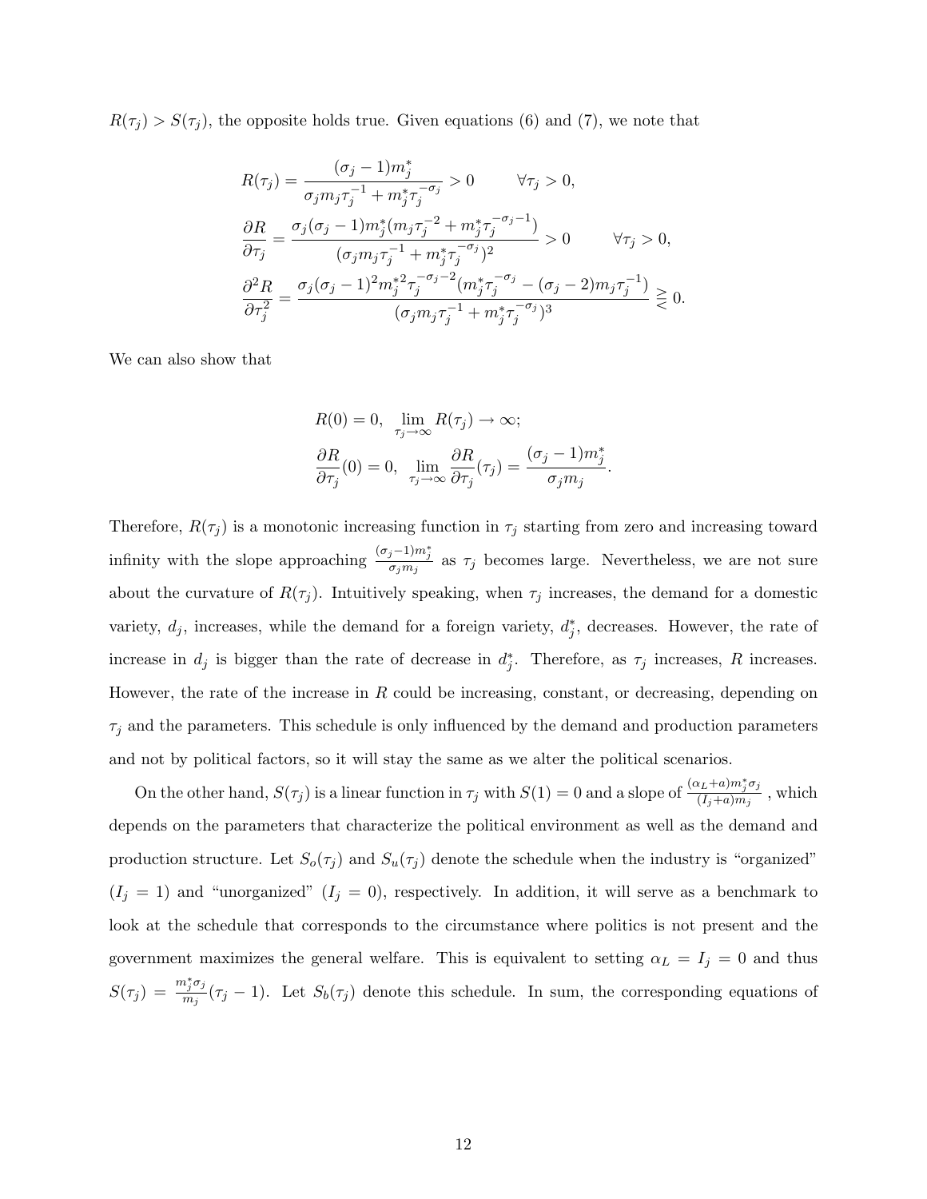$R(\tau_j) > S(\tau_j)$, the opposite holds true. Given equations (6) and (7), we note that

$$
\begin{aligned}
R(\tau_j) &= \frac{(\sigma_j - 1)m_j^*}{\sigma_j m_j \tau_j^{-1} + m_j^* \tau_j^{-\sigma_j}} > 0 \qquad \forall \tau_j > 0, \\
\frac{\partial R}{\partial \tau_j} &= \frac{\sigma_j(\sigma_j - 1)m_j^*(m_j \tau_j^{-2} + m_j^* \tau_j^{-\sigma_j - 1})}{(\sigma_j m_j \tau_j^{-1} + m_j^* \tau_j^{-\sigma_j})^2} > 0 \qquad \forall \tau_j > 0, \\
\frac{\partial^2 R}{\partial \tau_j^2} &= \frac{\sigma_j(\sigma_j - 1)^2 m_j^{*2} \tau_j^{-\sigma_j - 2}(m_j^* \tau_j^{-\sigma_j} - (\sigma_j - 2)m_j \tau_j^{-1})}{(\sigma_j m_j \tau_j^{-1} + m_j^* \tau_j^{-\sigma_j})^3} \gtreqless 0.
\end{aligned}
$$

We can also show that

$$
\begin{aligned}
&R(0) = 0, \quad \lim_{\tau_j \to \infty} R(\tau_j) \to \infty; \\
&\frac{\partial R}{\partial \tau_j}(0) = 0, \quad \lim_{\tau_j \to \infty} \frac{\partial R}{\partial \tau_j}(\tau_j) = \frac{(\sigma_j - 1)m_j^*}{\sigma_j m_j}.
\end{aligned}
$$

Therefore, $R(\tau_j)$ is a monotonic increasing function in $\tau_j$ starting from zero and increasing toward infinity with the slope approaching $\frac{(\sigma_j - 1)m_j^*}{\sigma_j m_j}$ as $\tau_j$ becomes large. Nevertheless, we are not sure about the curvature of $R(\tau_j)$. Intuitively speaking, when $\tau_j$ increases, the demand for a domestic variety, $d_j$, increases, while the demand for a foreign variety, $d_j^*$, decreases. However, the rate of increase in $d_j$ is bigger than the rate of decrease in $d_j^*$. Therefore, as $\tau_j$ increases, $R$ increases. However, the rate of the increase in $R$ could be increasing, constant, or decreasing, depending on $\tau_j$ and the parameters. This schedule is only influenced by the demand and production parameters and not by political factors, so it will stay the same as we alter the political scenarios.

On the other hand, $S(\tau_j)$ is a linear function in $\tau_j$ with $S(1) = 0$ and a slope of $\frac{(\alpha_L + a)m_j^* \sigma_j}{(I_j + a)m_j}$, which depends on the parameters that characterize the political environment as well as the demand and production structure. Let $S_o(\tau_j)$ and $S_u(\tau_j)$ denote the schedule when the industry is "organized" ($I_j = 1$) and "unorganized" ($I_j = 0$), respectively. In addition, it will serve as a benchmark to look at the schedule that corresponds to the circumstance where politics is not present and the government maximizes the general welfare. This is equivalent to setting $\alpha_L = I_j = 0$ and thus $S(\tau_j) = \frac{m_j^* \sigma_j}{m_j}(\tau_j - 1)$. Let $S_b(\tau_j)$ denote this schedule. In sum, the corresponding equations of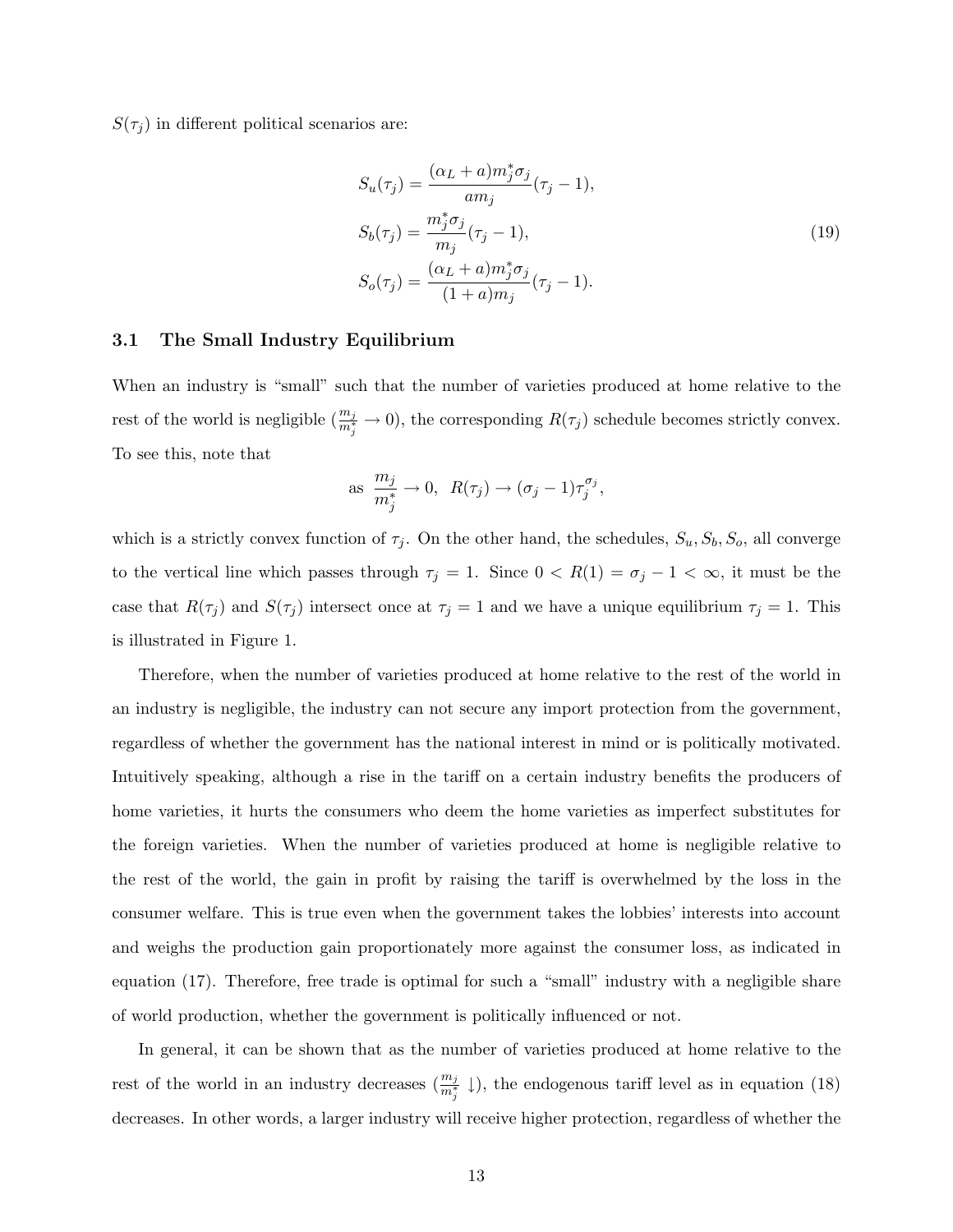$S(\tau_j)$ in different political scenarios are:

$$
\begin{aligned}
S_u(\tau_j) &= \frac{(\alpha_L + a) m_j^* \sigma_j}{a m_j}(\tau_j - 1), \\
S_b(\tau_j) &= \frac{m_j^* \sigma_j}{m_j}(\tau_j - 1), \\
S_o(\tau_j) &= \frac{(\alpha_L + a) m_j^* \sigma_j}{(1 + a) m_j}(\tau_j - 1).
\end{aligned}
\tag{19}
$$

### 3.1 The Small Industry Equilibrium

When an industry is "small" such that the number of varieties produced at home relative to the rest of the world is negligible ($\frac{m_j}{m_j^*} \to 0$), the corresponding $R(\tau_j)$ schedule becomes strictly convex. To see this, note that

$$
\text{as } \frac{m_j}{m_j^*} \to 0, \;\; R(\tau_j) \to (\sigma_j - 1)\tau_j^{\sigma_j},
$$

which is a strictly convex function of $\tau_j$. On the other hand, the schedules, $S_u, S_b, S_o$, all converge to the vertical line which passes through $\tau_j = 1$. Since $0 < R(1) = \sigma_j - 1 < \infty$, it must be the case that $R(\tau_j)$ and $S(\tau_j)$ intersect once at $\tau_j = 1$ and we have a unique equilibrium $\tau_j = 1$. This is illustrated in Figure 1.

Therefore, when the number of varieties produced at home relative to the rest of the world in an industry is negligible, the industry can not secure any import protection from the government, regardless of whether the government has the national interest in mind or is politically motivated. Intuitively speaking, although a rise in the tariff on a certain industry benefits the producers of home varieties, it hurts the consumers who deem the home varieties as imperfect substitutes for the foreign varieties. When the number of varieties produced at home is negligible relative to the rest of the world, the gain in profit by raising the tariff is overwhelmed by the loss in the consumer welfare. This is true even when the government takes the lobbies' interests into account and weighs the production gain proportionately more against the consumer loss, as indicated in equation (17). Therefore, free trade is optimal for such a "small" industry with a negligible share of world production, whether the government is politically influenced or not.

In general, it can be shown that as the number of varieties produced at home relative to the rest of the world in an industry decreases ($\frac{m_j}{m_j^*} \downarrow$), the endogenous tariff level as in equation (18) decreases. In other words, a larger industry will receive higher protection, regardless of whether the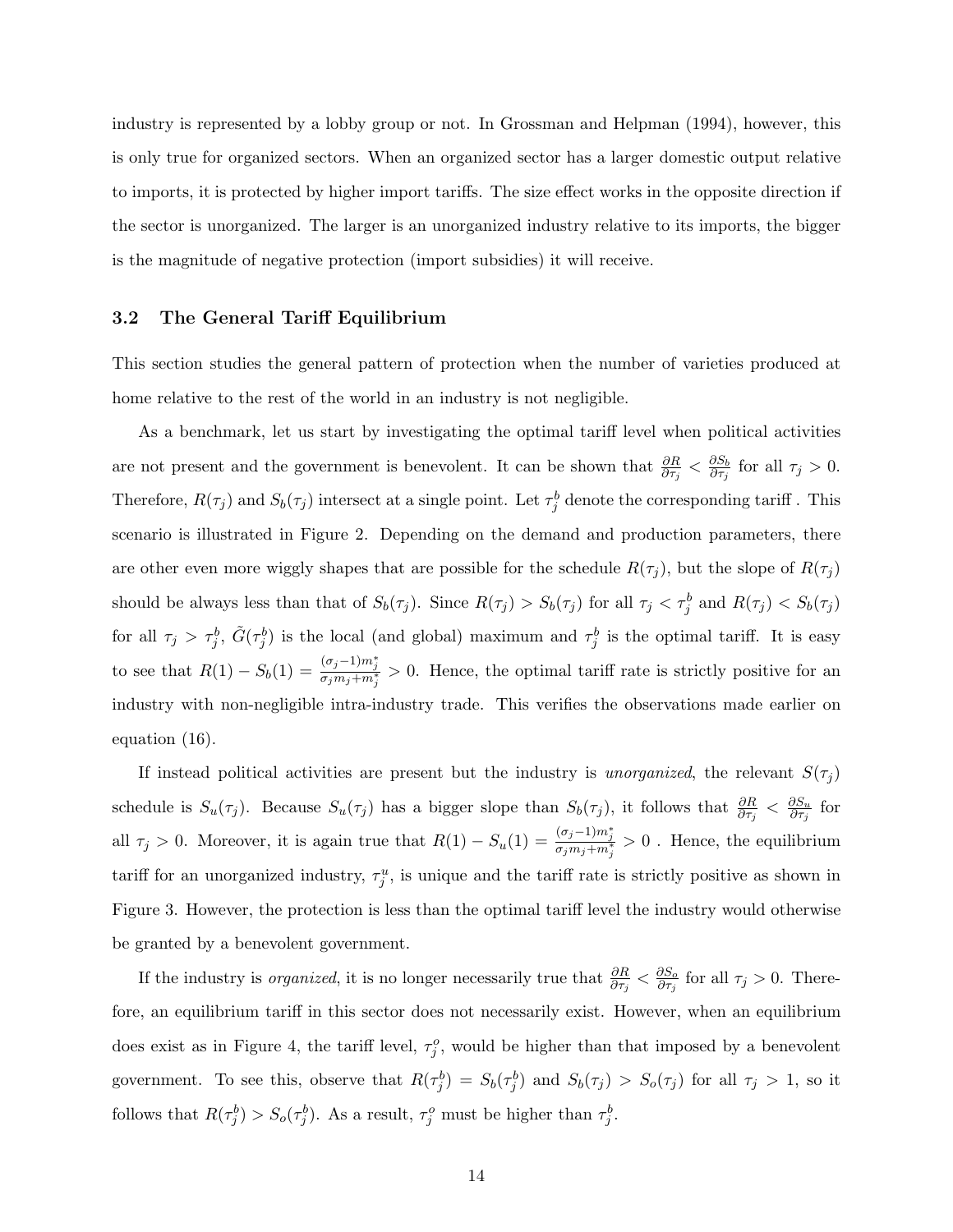industry is represented by a lobby group or not. In Grossman and Helpman (1994), however, this is only true for organized sectors. When an organized sector has a larger domestic output relative to imports, it is protected by higher import tariffs. The size effect works in the opposite direction if the sector is unorganized. The larger is an unorganized industry relative to its imports, the bigger is the magnitude of negative protection (import subsidies) it will receive.

### 3.2 The General Tariff Equilibrium

This section studies the general pattern of protection when the number of varieties produced at home relative to the rest of the world in an industry is not negligible.

As a benchmark, let us start by investigating the optimal tariff level when political activities are not present and the government is benevolent. It can be shown that $\frac{\partial R}{\partial \tau_j} < \frac{\partial S_b}{\partial \tau_j}$ for all $\tau_j > 0$. Therefore, $R(\tau_j)$ and $S_b(\tau_j)$ intersect at a single point. Let $\tau_j^b$ denote the corresponding tariff . This scenario is illustrated in Figure 2. Depending on the demand and production parameters, there are other even more wiggly shapes that are possible for the schedule $R(\tau_j)$, but the slope of $R(\tau_j)$ should be always less than that of $S_b(\tau_j)$. Since $R(\tau_j) > S_b(\tau_j)$ for all $\tau_j < \tau_j^b$ and $R(\tau_j) < S_b(\tau_j)$ for all $\tau_j > \tau_j^b$, $\tilde{G}(\tau_j^b)$ is the local (and global) maximum and $\tau_j^b$ is the optimal tariff. It is easy to see that $R(1) - S_b(1) = \frac{(\sigma_j - 1)m_j^*}{\sigma_j m_j + m_j^*} > 0$. Hence, the optimal tariff rate is strictly positive for an industry with non-negligible intra-industry trade. This verifies the observations made earlier on equation (16).

If instead political activities are present but the industry is *unorganized*, the relevant $S(\tau_j)$ schedule is $S_u(\tau_j)$. Because $S_u(\tau_j)$ has a bigger slope than $S_b(\tau_j)$, it follows that $\frac{\partial R}{\partial \tau_j} < \frac{\partial S_u}{\partial \tau_j}$ for all $\tau_j > 0$. Moreover, it is again true that $R(1) - S_u(1) = \frac{(\sigma_j - 1)m_j^*}{\sigma_j m_j + m_j^*} > 0$ . Hence, the equilibrium tariff for an unorganized industry, $\tau_j^u$, is unique and the tariff rate is strictly positive as shown in Figure 3. However, the protection is less than the optimal tariff level the industry would otherwise be granted by a benevolent government.

If the industry is *organized*, it is no longer necessarily true that $\frac{\partial R}{\partial \tau_j} < \frac{\partial S_o}{\partial \tau_j}$ for all $\tau_j > 0$. Therefore, an equilibrium tariff in this sector does not necessarily exist. However, when an equilibrium does exist as in Figure 4, the tariff level, $\tau_j^o$, would be higher than that imposed by a benevolent government. To see this, observe that $R(\tau_j^b) = S_b(\tau_j^b)$ and $S_b(\tau_j) > S_o(\tau_j)$ for all $\tau_j > 1$, so it follows that $R(\tau_j^b) > S_o(\tau_j^b)$. As a result, $\tau_j^o$ must be higher than $\tau_j^b$.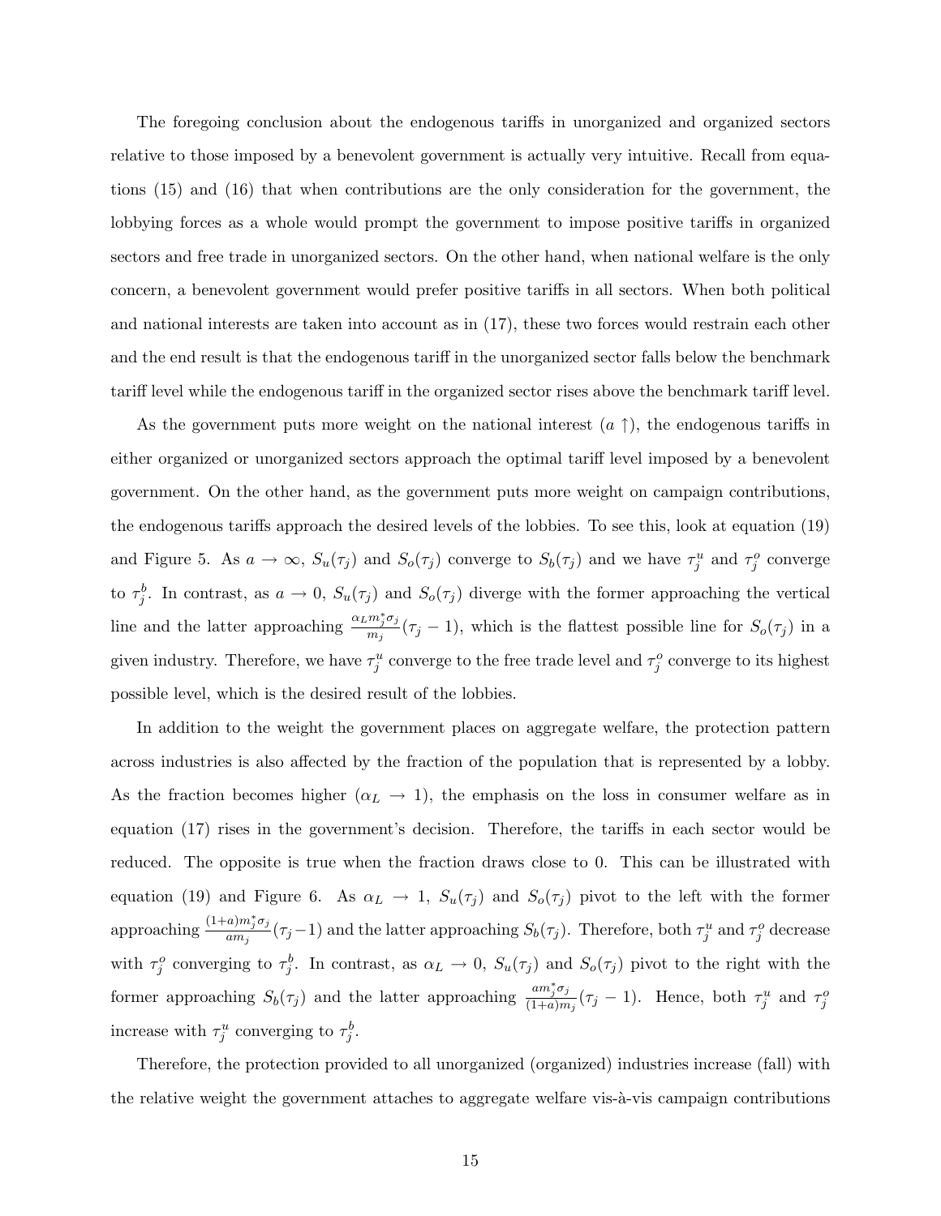The foregoing conclusion about the endogenous tariffs in unorganized and organized sectors relative to those imposed by a benevolent government is actually very intuitive. Recall from equations (15) and (16) that when contributions are the only consideration for the government, the lobbying forces as a whole would prompt the government to impose positive tariffs in organized sectors and free trade in unorganized sectors. On the other hand, when national welfare is the only concern, a benevolent government would prefer positive tariffs in all sectors. When both political and national interests are taken into account as in (17), these two forces would restrain each other and the end result is that the endogenous tariff in the unorganized sector falls below the benchmark tariff level while the endogenous tariff in the organized sector rises above the benchmark tariff level.

As the government puts more weight on the national interest ($a \uparrow$), the endogenous tariffs in either organized or unorganized sectors approach the optimal tariff level imposed by a benevolent government. On the other hand, as the government puts more weight on campaign contributions, the endogenous tariffs approach the desired levels of the lobbies. To see this, look at equation (19) and Figure 5. As $a \to \infty$, $S_u(\tau_j)$ and $S_o(\tau_j)$ converge to $S_b(\tau_j)$ and we have $\tau_j^u$ and $\tau_j^o$ converge to $\tau_j^b$. In contrast, as $a \to 0$, $S_u(\tau_j)$ and $S_o(\tau_j)$ diverge with the former approaching the vertical line and the latter approaching $\frac{\alpha_L m_j^* \sigma_j}{m_j}(\tau_j - 1)$, which is the flattest possible line for $S_o(\tau_j)$ in a given industry. Therefore, we have $\tau_j^u$ converge to the free trade level and $\tau_j^o$ converge to its highest possible level, which is the desired result of the lobbies.

In addition to the weight the government places on aggregate welfare, the protection pattern across industries is also affected by the fraction of the population that is represented by a lobby. As the fraction becomes higher ($\alpha_L \to 1$), the emphasis on the loss in consumer welfare as in equation (17) rises in the government's decision. Therefore, the tariffs in each sector would be reduced. The opposite is true when the fraction draws close to 0. This can be illustrated with equation (19) and Figure 6. As $\alpha_L \to 1$, $S_u(\tau_j)$ and $S_o(\tau_j)$ pivot to the left with the former approaching $\frac{(1+a)m_j^* \sigma_j}{a m_j}(\tau_j - 1)$ and the latter approaching $S_b(\tau_j)$. Therefore, both $\tau_j^u$ and $\tau_j^o$ decrease with $\tau_j^o$ converging to $\tau_j^b$. In contrast, as $\alpha_L \to 0$, $S_u(\tau_j)$ and $S_o(\tau_j)$ pivot to the right with the former approaching $S_b(\tau_j)$ and the latter approaching $\frac{a m_j^* \sigma_j}{(1+a) m_j}(\tau_j - 1)$. Hence, both $\tau_j^u$ and $\tau_j^o$ increase with $\tau_j^u$ converging to $\tau_j^b$.

Therefore, the protection provided to all unorganized (organized) industries increase (fall) with the relative weight the government attaches to aggregate welfare vis-à-vis campaign contributions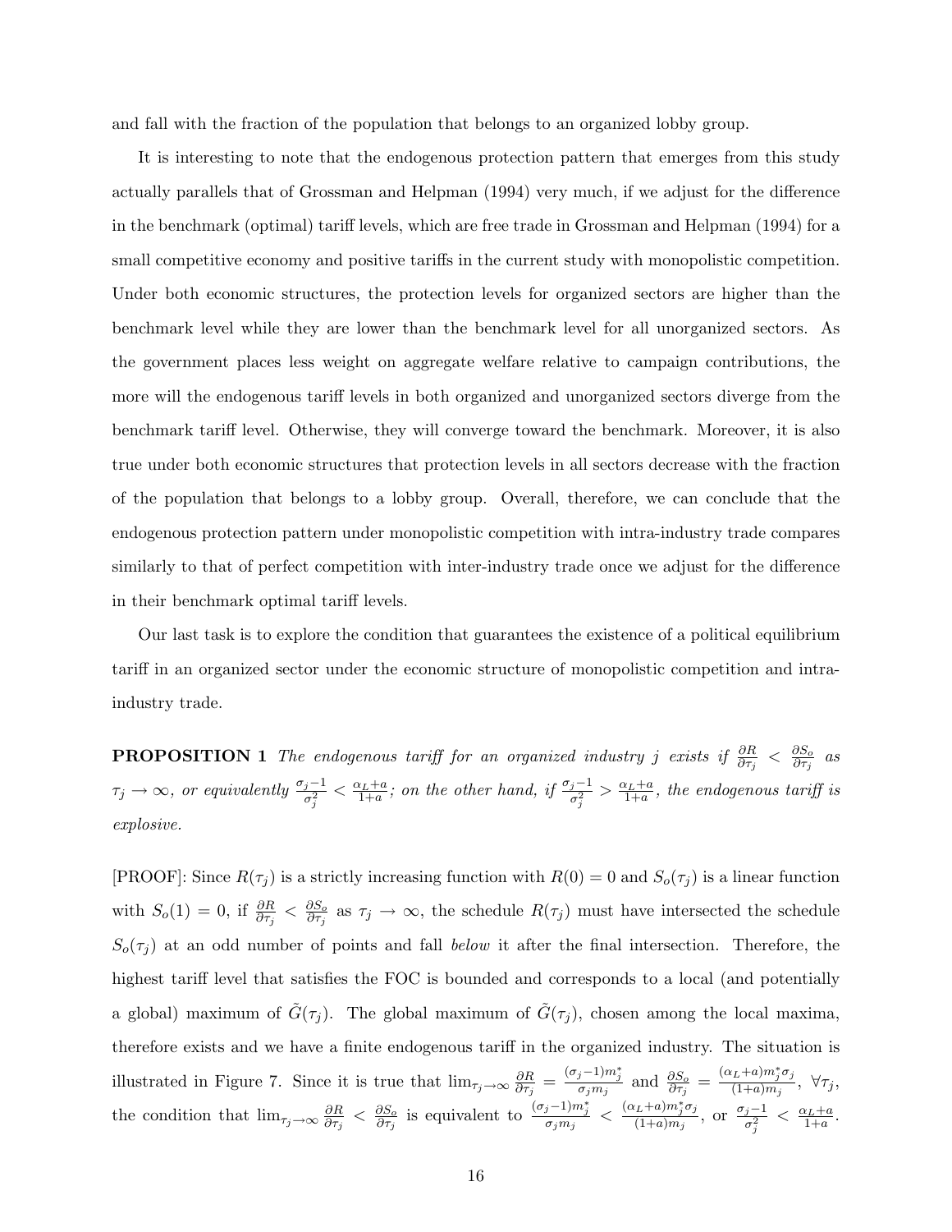and fall with the fraction of the population that belongs to an organized lobby group.

It is interesting to note that the endogenous protection pattern that emerges from this study actually parallels that of Grossman and Helpman (1994) very much, if we adjust for the difference in the benchmark (optimal) tariff levels, which are free trade in Grossman and Helpman (1994) for a small competitive economy and positive tariffs in the current study with monopolistic competition. Under both economic structures, the protection levels for organized sectors are higher than the benchmark level while they are lower than the benchmark level for all unorganized sectors. As the government places less weight on aggregate welfare relative to campaign contributions, the more will the endogenous tariff levels in both organized and unorganized sectors diverge from the benchmark tariff level. Otherwise, they will converge toward the benchmark. Moreover, it is also true under both economic structures that protection levels in all sectors decrease with the fraction of the population that belongs to a lobby group. Overall, therefore, we can conclude that the endogenous protection pattern under monopolistic competition with intra-industry trade compares similarly to that of perfect competition with inter-industry trade once we adjust for the difference in their benchmark optimal tariff levels.

Our last task is to explore the condition that guarantees the existence of a political equilibrium tariff in an organized sector under the economic structure of monopolistic competition and intra-industry trade.

**PROPOSITION 1** *The endogenous tariff for an organized industry j exists if* $\frac{\partial R}{\partial \tau_j} < \frac{\partial S_o}{\partial \tau_j}$ *as* $\tau_j \to \infty$*, or equivalently* $\frac{\sigma_j - 1}{\sigma_j^2} < \frac{\alpha_L + a}{1+a}$*; on the other hand, if* $\frac{\sigma_j - 1}{\sigma_j^2} > \frac{\alpha_L + a}{1+a}$*, the endogenous tariff is explosive.*

[PROOF]: Since $R(\tau_j)$ is a strictly increasing function with $R(0) = 0$ and $S_o(\tau_j)$ is a linear function with $S_o(1) = 0$, if $\frac{\partial R}{\partial \tau_j} < \frac{\partial S_o}{\partial \tau_j}$ as $\tau_j \to \infty$, the schedule $R(\tau_j)$ must have intersected the schedule $S_o(\tau_j)$ at an odd number of points and fall *below* it after the final intersection. Therefore, the highest tariff level that satisfies the FOC is bounded and corresponds to a local (and potentially a global) maximum of $\tilde{G}(\tau_j)$. The global maximum of $\tilde{G}(\tau_j)$, chosen among the local maxima, therefore exists and we have a finite endogenous tariff in the organized industry. The situation is illustrated in Figure 7. Since it is true that $\lim_{\tau_j \to \infty} \frac{\partial R}{\partial \tau_j} = \frac{(\sigma_j - 1)m_j^*}{\sigma_j m_j}$ and $\frac{\partial S_o}{\partial \tau_j} = \frac{(\alpha_L + a)m_j^* \sigma_j}{(1+a)m_j}$, $\forall \tau_j$, the condition that $\lim_{\tau_j \to \infty} \frac{\partial R}{\partial \tau_j} < \frac{\partial S_o}{\partial \tau_j}$ is equivalent to $\frac{(\sigma_j - 1)m_j^*}{\sigma_j m_j} < \frac{(\alpha_L + a)m_j^* \sigma_j}{(1+a)m_j}$, or $\frac{\sigma_j - 1}{\sigma_j^2} < \frac{\alpha_L + a}{1+a}$.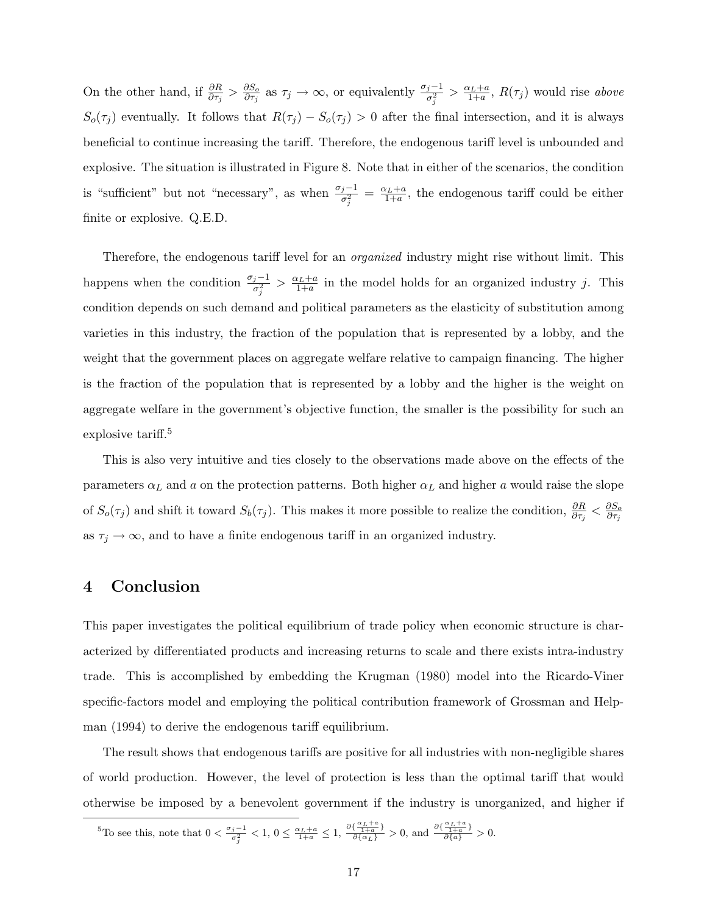On the other hand, if $\frac{\partial R}{\partial \tau_j} > \frac{\partial S_o}{\partial \tau_j}$ as $\tau_j \to \infty$, or equivalently $\frac{\sigma_j - 1}{\sigma_j^2} > \frac{\alpha_L + a}{1+a}$, $R(\tau_j)$ would rise *above* $S_o(\tau_j)$ eventually. It follows that $R(\tau_j) - S_o(\tau_j) > 0$ after the final intersection, and it is always beneficial to continue increasing the tariff. Therefore, the endogenous tariff level is unbounded and explosive. The situation is illustrated in Figure 8. Note that in either of the scenarios, the condition is "sufficient" but not "necessary", as when $\frac{\sigma_j - 1}{\sigma_j^2} = \frac{\alpha_L + a}{1+a}$, the endogenous tariff could be either finite or explosive. Q.E.D.

Therefore, the endogenous tariff level for an *organized* industry might rise without limit. This happens when the condition $\frac{\sigma_j - 1}{\sigma_j^2} > \frac{\alpha_L + a}{1+a}$ in the model holds for an organized industry $j$. This condition depends on such demand and political parameters as the elasticity of substitution among varieties in this industry, the fraction of the population that is represented by a lobby, and the weight that the government places on aggregate welfare relative to campaign financing. The higher is the fraction of the population that is represented by a lobby and the higher is the weight on aggregate welfare in the government's objective function, the smaller is the possibility for such an explosive tariff.[5]

This is also very intuitive and ties closely to the observations made above on the effects of the parameters $\alpha_L$ and $a$ on the protection patterns. Both higher $\alpha_L$ and higher $a$ would raise the slope of $S_o(\tau_j)$ and shift it toward $S_b(\tau_j)$. This makes it more possible to realize the condition, $\frac{\partial R}{\partial \tau_j} < \frac{\partial S_o}{\partial \tau_j}$ as $\tau_j \to \infty$, and to have a finite endogenous tariff in an organized industry.

## 4 Conclusion

This paper investigates the political equilibrium of trade policy when economic structure is characterized by differentiated products and increasing returns to scale and there exists intra-industry trade. This is accomplished by embedding the Krugman (1980) model into the Ricardo-Viner specific-factors model and employing the political contribution framework of Grossman and Helpman (1994) to derive the endogenous tariff equilibrium.

The result shows that endogenous tariffs are positive for all industries with non-negligible shares of world production. However, the level of protection is less than the optimal tariff that would otherwise be imposed by a benevolent government if the industry is unorganized, and higher if

[5] To see this, note that $0 < \frac{\sigma_j - 1}{\sigma_j^2} < 1$, $0 \leq \frac{\alpha_L + a}{1+a} \leq 1$, $\frac{\partial \{\frac{\alpha_L + a}{1+a}\}}{\partial \{\alpha_L\}} > 0$, and $\frac{\partial \{\frac{\alpha_L + a}{1+a}\}}{\partial \{a\}} > 0$.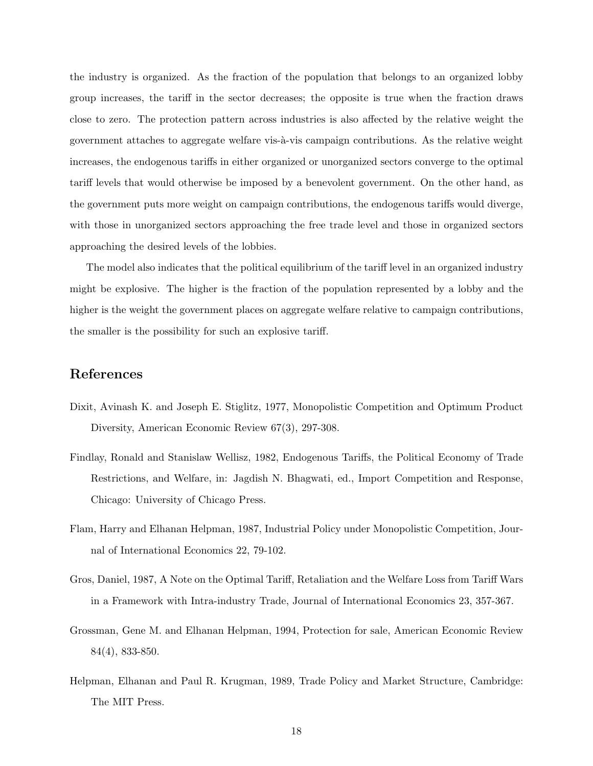the industry is organized. As the fraction of the population that belongs to an organized lobby group increases, the tariff in the sector decreases; the opposite is true when the fraction draws close to zero. The protection pattern across industries is also affected by the relative weight the government attaches to aggregate welfare vis-à-vis campaign contributions. As the relative weight increases, the endogenous tariffs in either organized or unorganized sectors converge to the optimal tariff levels that would otherwise be imposed by a benevolent government. On the other hand, as the government puts more weight on campaign contributions, the endogenous tariffs would diverge, with those in unorganized sectors approaching the free trade level and those in organized sectors approaching the desired levels of the lobbies.

The model also indicates that the political equilibrium of the tariff level in an organized industry might be explosive. The higher is the fraction of the population represented by a lobby and the higher is the weight the government places on aggregate welfare relative to campaign contributions, the smaller is the possibility for such an explosive tariff.

## References

Dixit, Avinash K. and Joseph E. Stiglitz, 1977, Monopolistic Competition and Optimum Product Diversity, American Economic Review 67(3), 297-308.

Findlay, Ronald and Stanislaw Wellisz, 1982, Endogenous Tariffs, the Political Economy of Trade Restrictions, and Welfare, in: Jagdish N. Bhagwati, ed., Import Competition and Response, Chicago: University of Chicago Press.

Flam, Harry and Elhanan Helpman, 1987, Industrial Policy under Monopolistic Competition, Journal of International Economics 22, 79-102.

Gros, Daniel, 1987, A Note on the Optimal Tariff, Retaliation and the Welfare Loss from Tariff Wars in a Framework with Intra-industry Trade, Journal of International Economics 23, 357-367.

Grossman, Gene M. and Elhanan Helpman, 1994, Protection for sale, American Economic Review 84(4), 833-850.

Helpman, Elhanan and Paul R. Krugman, 1989, Trade Policy and Market Structure, Cambridge: The MIT Press.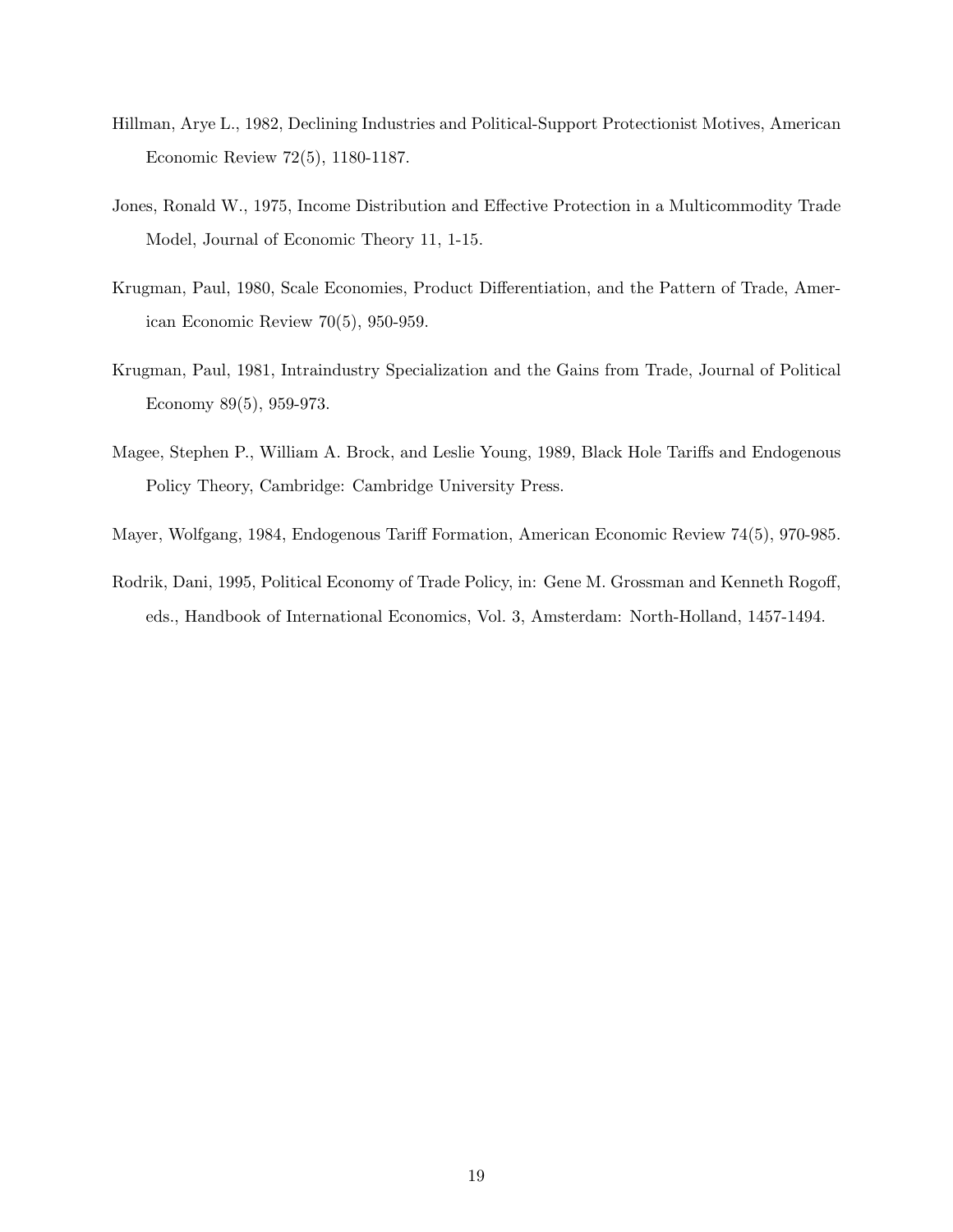Hillman, Arye L., 1982, Declining Industries and Political-Support Protectionist Motives, American Economic Review 72(5), 1180-1187.

Jones, Ronald W., 1975, Income Distribution and Effective Protection in a Multicommodity Trade Model, Journal of Economic Theory 11, 1-15.

Krugman, Paul, 1980, Scale Economies, Product Differentiation, and the Pattern of Trade, American Economic Review 70(5), 950-959.

Krugman, Paul, 1981, Intraindustry Specialization and the Gains from Trade, Journal of Political Economy 89(5), 959-973.

Magee, Stephen P., William A. Brock, and Leslie Young, 1989, Black Hole Tariffs and Endogenous Policy Theory, Cambridge: Cambridge University Press.

Mayer, Wolfgang, 1984, Endogenous Tariff Formation, American Economic Review 74(5), 970-985.

Rodrik, Dani, 1995, Political Economy of Trade Policy, in: Gene M. Grossman and Kenneth Rogoff, eds., Handbook of International Economics, Vol. 3, Amsterdam: North-Holland, 1457-1494.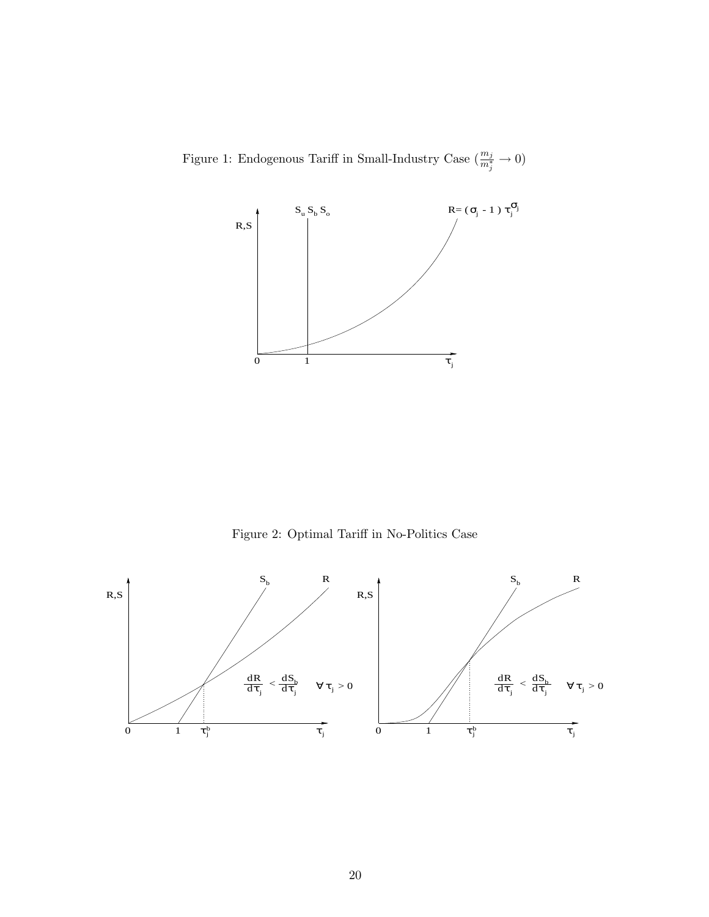Figure 1: Endogenous Tariff in Small-Industry Case ($\frac{m_j}{m_j^*} \to 0$)

Figure 2: Optimal Tariff in No-Politics Case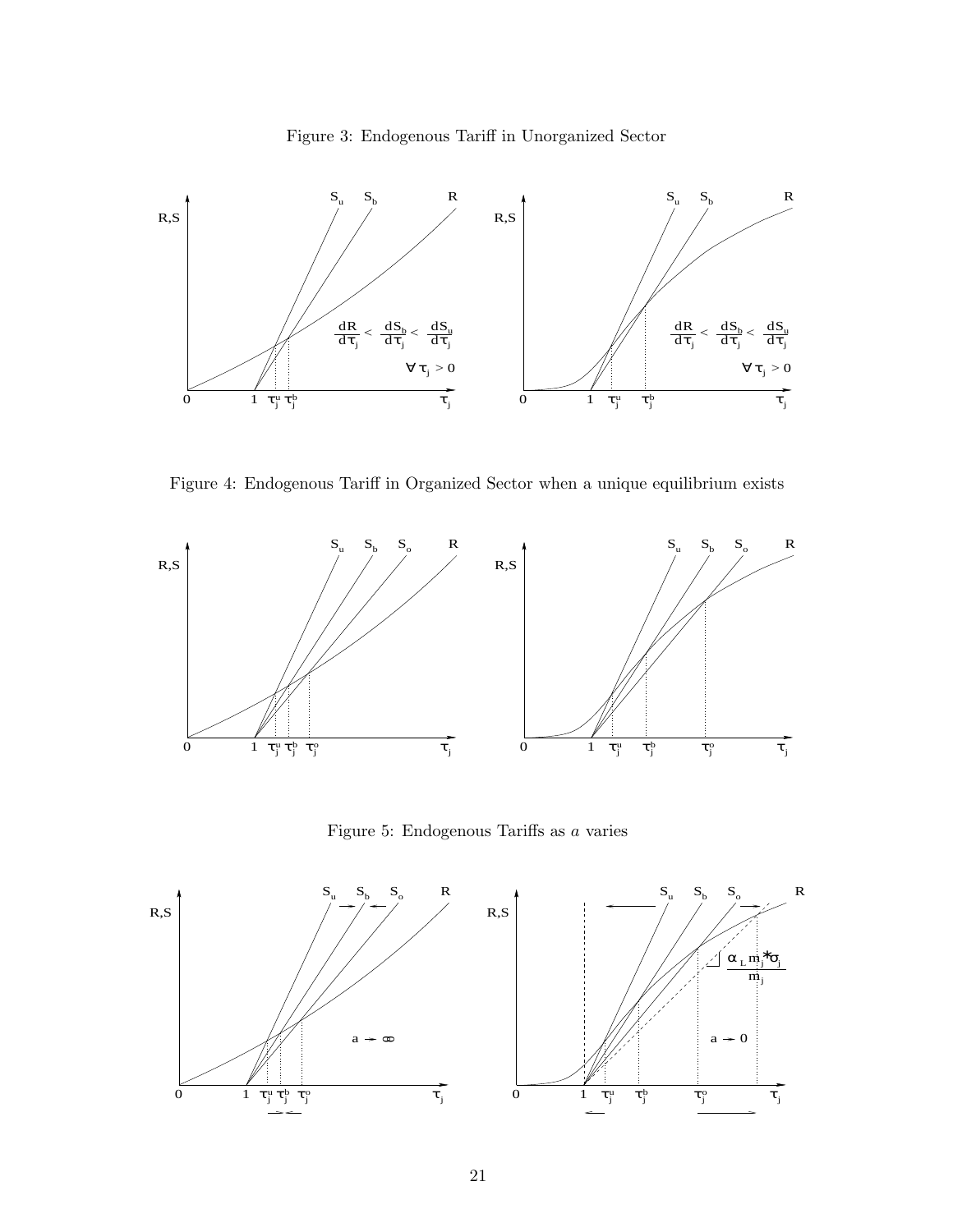Figure 3: Endogenous Tariff in Unorganized Sector

Figure 4: Endogenous Tariff in Organized Sector when a unique equilibrium exists

Figure 5: Endogenous Tariffs as $a$ varies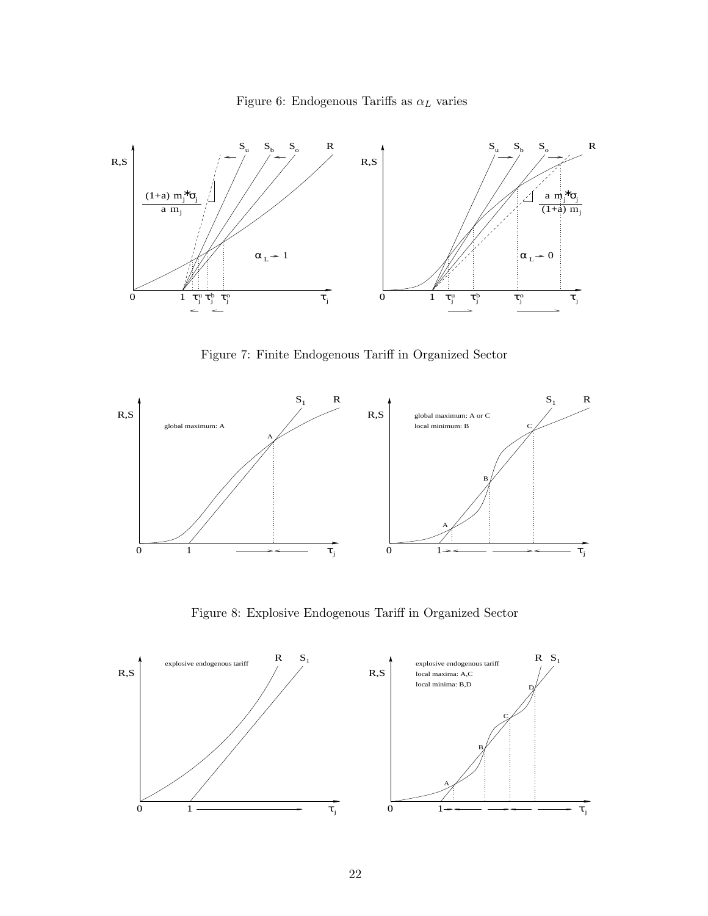Figure 6: Endogenous Tariffs as $\alpha_L$ varies

R,S

$S_u$ $S_b$ $S_o$ R

$\frac{(1+a)\, m_j^* \sigma_j}{a\, m_j}$

$\alpha_L \to 1$

0 1 $\tau_j^u$ $\tau_j^b$ $\tau_j^o$ $\tau_j$

R,S

$S_u$ $S_b$ $S_o$ R

$\frac{a\, m_j^* \sigma_j}{(1+a)\, m_j}$

$\alpha_L \to 0$

0 1 $\tau_j^u$ $\tau_j^b$ $\tau_j^o$ $\tau_j$

Figure 7: Finite Endogenous Tariff in Organized Sector

R,S

global maximum: A

$S_1$ R

A

0 1 $\tau_j$

R,S

global maximum: A or C

local minimum: B

$S_1$ R

A B C

0 1 $\tau_j$

Figure 8: Explosive Endogenous Tariff in Organized Sector

R,S

explosive endogenous tariff

R $S_1$

0 1 $\tau_j$

R,S

explosive endogenous tariff

local maxima: A,C

local minima: B,D

R $S_1$

A B C D

0 1 $\tau_j$